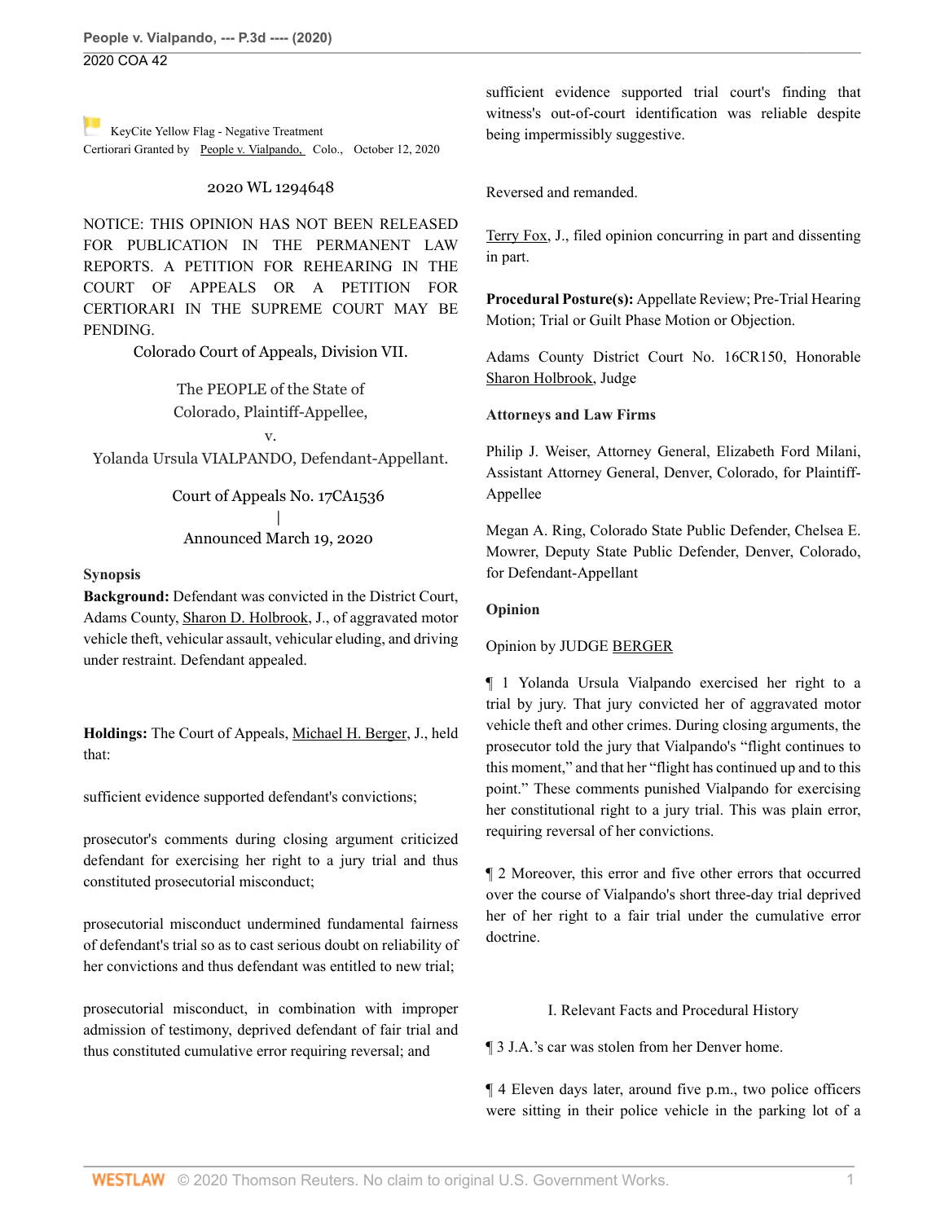KeyCite Yellow Flag - Negative Treatment
Certiorari Granted by People v. Vialpando, Colo., October 12, 2020

2020 WL 1294648

NOTICE: THIS OPINION HAS NOT BEEN RELEASED FOR PUBLICATION IN THE PERMANENT LAW REPORTS. A PETITION FOR REHEARING IN THE COURT OF APPEALS OR A PETITION FOR CERTIORARI IN THE SUPREME COURT MAY BE PENDING.

Colorado Court of Appeals, Division VII.

The PEOPLE of the State of Colorado, Plaintiff-Appellee,
v.
Yolanda Ursula VIALPANDO, Defendant-Appellant.

Court of Appeals No. 17CA1536
|
Announced March 19, 2020

**Synopsis**

**Background:** Defendant was convicted in the District Court, Adams County, Sharon D. Holbrook, J., of aggravated motor vehicle theft, vehicular assault, vehicular eluding, and driving under restraint. Defendant appealed.

**Holdings:** The Court of Appeals, Michael H. Berger, J., held that:

sufficient evidence supported defendant's convictions;

prosecutor's comments during closing argument criticized defendant for exercising her right to a jury trial and thus constituted prosecutorial misconduct;

prosecutorial misconduct undermined fundamental fairness of defendant's trial so as to cast serious doubt on reliability of her convictions and thus defendant was entitled to new trial;

prosecutorial misconduct, in combination with improper admission of testimony, deprived defendant of fair trial and thus constituted cumulative error requiring reversal; and

sufficient evidence supported trial court's finding that witness's out-of-court identification was reliable despite being impermissibly suggestive.

Reversed and remanded.

Terry Fox, J., filed opinion concurring in part and dissenting in part.

**Procedural Posture(s):** Appellate Review; Pre-Trial Hearing Motion; Trial or Guilt Phase Motion or Objection.

Adams County District Court No. 16CR150, Honorable Sharon Holbrook, Judge

**Attorneys and Law Firms**

Philip J. Weiser, Attorney General, Elizabeth Ford Milani, Assistant Attorney General, Denver, Colorado, for Plaintiff-Appellee

Megan A. Ring, Colorado State Public Defender, Chelsea E. Mowrer, Deputy State Public Defender, Denver, Colorado, for Defendant-Appellant

**Opinion**

Opinion by JUDGE BERGER

¶ 1 Yolanda Ursula Vialpando exercised her right to a trial by jury. That jury convicted her of aggravated motor vehicle theft and other crimes. During closing arguments, the prosecutor told the jury that Vialpando's "flight continues to this moment," and that her "flight has continued up and to this point." These comments punished Vialpando for exercising her constitutional right to a jury trial. This was plain error, requiring reversal of her convictions.

¶ 2 Moreover, this error and five other errors that occurred over the course of Vialpando's short three-day trial deprived her of her right to a fair trial under the cumulative error doctrine.

## I. Relevant Facts and Procedural History

¶ 3 J.A.'s car was stolen from her Denver home.

¶ 4 Eleven days later, around five p.m., two police officers were sitting in their police vehicle in the parking lot of a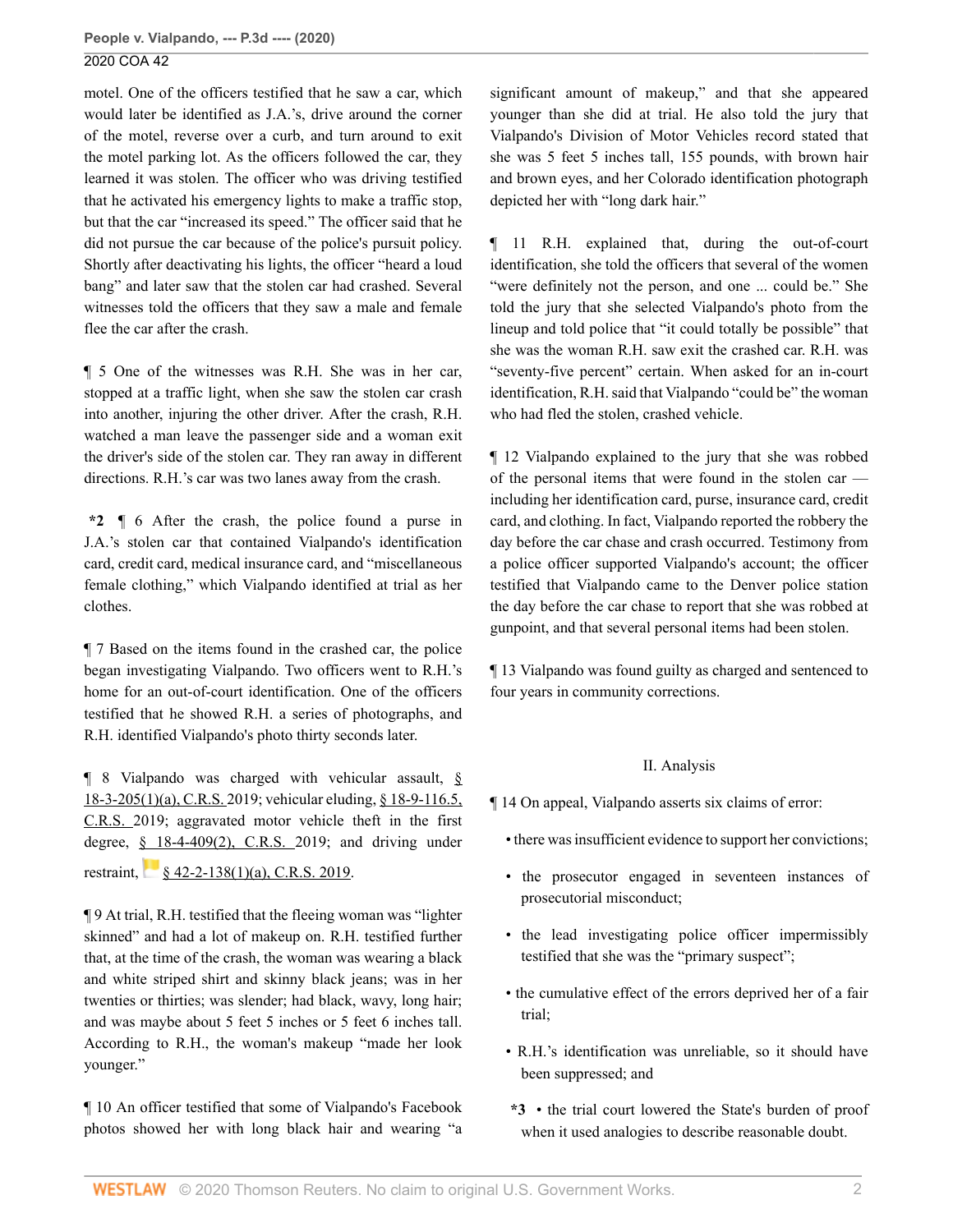motel. One of the officers testified that he saw a car, which would later be identified as J.A.'s, drive around the corner of the motel, reverse over a curb, and turn around to exit the motel parking lot. As the officers followed the car, they learned it was stolen. The officer who was driving testified that he activated his emergency lights to make a traffic stop, but that the car "increased its speed." The officer said that he did not pursue the car because of the police's pursuit policy. Shortly after deactivating his lights, the officer "heard a loud bang" and later saw that the stolen car had crashed. Several witnesses told the officers that they saw a male and female flee the car after the crash.

¶ 5 One of the witnesses was R.H. She was in her car, stopped at a traffic light, when she saw the stolen car crash into another, injuring the other driver. After the crash, R.H. watched a man leave the passenger side and a woman exit the driver's side of the stolen car. They ran away in different directions. R.H.'s car was two lanes away from the crash.

**\*2** ¶ 6 After the crash, the police found a purse in J.A.'s stolen car that contained Vialpando's identification card, credit card, medical insurance card, and "miscellaneous female clothing," which Vialpando identified at trial as her clothes.

¶ 7 Based on the items found in the crashed car, the police began investigating Vialpando. Two officers went to R.H.'s home for an out-of-court identification. One of the officers testified that he showed R.H. a series of photographs, and R.H. identified Vialpando's photo thirty seconds later.

¶ 8 Vialpando was charged with vehicular assault, § 18-3-205(1)(a), C.R.S. 2019; vehicular eluding, § 18-9-116.5, C.R.S. 2019; aggravated motor vehicle theft in the first degree, § 18-4-409(2), C.R.S. 2019; and driving under restraint, § 42-2-138(1)(a), C.R.S. 2019.

¶ 9 At trial, R.H. testified that the fleeing woman was "lighter skinned" and had a lot of makeup on. R.H. testified further that, at the time of the crash, the woman was wearing a black and white striped shirt and skinny black jeans; was in her twenties or thirties; was slender; had black, wavy, long hair; and was maybe about 5 feet 5 inches or 5 feet 6 inches tall. According to R.H., the woman's makeup "made her look younger."

¶ 10 An officer testified that some of Vialpando's Facebook photos showed her with long black hair and wearing "a significant amount of makeup," and that she appeared younger than she did at trial. He also told the jury that Vialpando's Division of Motor Vehicles record stated that she was 5 feet 5 inches tall, 155 pounds, with brown hair and brown eyes, and her Colorado identification photograph depicted her with "long dark hair."

¶ 11 R.H. explained that, during the out-of-court identification, she told the officers that several of the women "were definitely not the person, and one ... could be." She told the jury that she selected Vialpando's photo from the lineup and told police that "it could totally be possible" that she was the woman R.H. saw exit the crashed car. R.H. was "seventy-five percent" certain. When asked for an in-court identification, R.H. said that Vialpando "could be" the woman who had fled the stolen, crashed vehicle.

¶ 12 Vialpando explained to the jury that she was robbed of the personal items that were found in the stolen car — including her identification card, purse, insurance card, credit card, and clothing. In fact, Vialpando reported the robbery the day before the car chase and crash occurred. Testimony from a police officer supported Vialpando's account; the officer testified that Vialpando came to the Denver police station the day before the car chase to report that she was robbed at gunpoint, and that several personal items had been stolen.

¶ 13 Vialpando was found guilty as charged and sentenced to four years in community corrections.

## II. Analysis

¶ 14 On appeal, Vialpando asserts six claims of error:

- there was insufficient evidence to support her convictions;
- the prosecutor engaged in seventeen instances of prosecutorial misconduct;
- the lead investigating police officer impermissibly testified that she was the "primary suspect";
- the cumulative effect of the errors deprived her of a fair trial;
- R.H.'s identification was unreliable, so it should have been suppressed; and
- **\*3** the trial court lowered the State's burden of proof when it used analogies to describe reasonable doubt.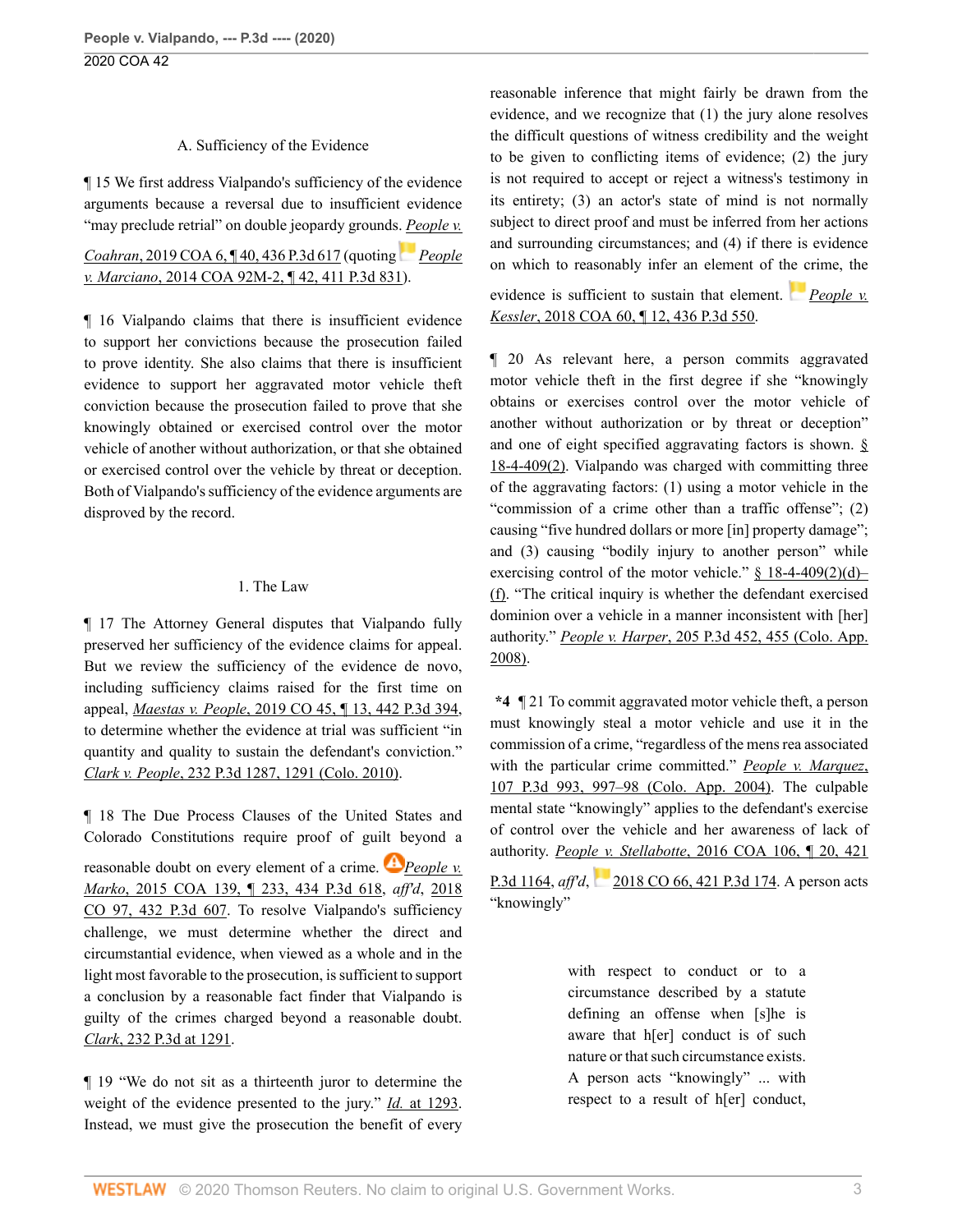### A. Sufficiency of the Evidence

¶ 15 We first address Vialpando's sufficiency of the evidence arguments because a reversal due to insufficient evidence "may preclude retrial" on double jeopardy grounds. *People v. Coahran*, 2019 COA 6, ¶ 40, 436 P.3d 617 (quoting *People v. Marciano*, 2014 COA 92M-2, ¶ 42, 411 P.3d 831).

¶ 16 Vialpando claims that there is insufficient evidence to support her convictions because the prosecution failed to prove identity. She also claims that there is insufficient evidence to support her aggravated motor vehicle theft conviction because the prosecution failed to prove that she knowingly obtained or exercised control over the motor vehicle of another without authorization, or that she obtained or exercised control over the vehicle by threat or deception. Both of Vialpando's sufficiency of the evidence arguments are disproved by the record.

#### 1. The Law

¶ 17 The Attorney General disputes that Vialpando fully preserved her sufficiency of the evidence claims for appeal. But we review the sufficiency of the evidence de novo, including sufficiency claims raised for the first time on appeal, *Maestas v. People*, 2019 CO 45, ¶ 13, 442 P.3d 394, to determine whether the evidence at trial was sufficient "in quantity and quality to sustain the defendant's conviction." *Clark v. People*, 232 P.3d 1287, 1291 (Colo. 2010).

¶ 18 The Due Process Clauses of the United States and Colorado Constitutions require proof of guilt beyond a reasonable doubt on every element of a crime. *People v. Marko*, 2015 COA 139, ¶ 233, 434 P.3d 618, *aff'd*, 2018 CO 97, 432 P.3d 607. To resolve Vialpando's sufficiency challenge, we must determine whether the direct and circumstantial evidence, when viewed as a whole and in the light most favorable to the prosecution, is sufficient to support a conclusion by a reasonable fact finder that Vialpando is guilty of the crimes charged beyond a reasonable doubt. *Clark*, 232 P.3d at 1291.

¶ 19 "We do not sit as a thirteenth juror to determine the weight of the evidence presented to the jury." *Id.* at 1293. Instead, we must give the prosecution the benefit of every reasonable inference that might fairly be drawn from the evidence, and we recognize that (1) the jury alone resolves the difficult questions of witness credibility and the weight to be given to conflicting items of evidence; (2) the jury is not required to accept or reject a witness's testimony in its entirety; (3) an actor's state of mind is not normally subject to direct proof and must be inferred from her actions and surrounding circumstances; and (4) if there is evidence on which to reasonably infer an element of the crime, the evidence is sufficient to sustain that element. *People v. Kessler*, 2018 COA 60, ¶ 12, 436 P.3d 550.

¶ 20 As relevant here, a person commits aggravated motor vehicle theft in the first degree if she "knowingly obtains or exercises control over the motor vehicle of another without authorization or by threat or deception" and one of eight specified aggravating factors is shown. § 18-4-409(2). Vialpando was charged with committing three of the aggravating factors: (1) using a motor vehicle in the "commission of a crime other than a traffic offense"; (2) causing "five hundred dollars or more [in] property damage"; and (3) causing "bodily injury to another person" while exercising control of the motor vehicle." § 18-4-409(2)(d)–(f). "The critical inquiry is whether the defendant exercised dominion over a vehicle in a manner inconsistent with [her] authority." *People v. Harper*, 205 P.3d 452, 455 (Colo. App. 2008).

**\*4** ¶ 21 To commit aggravated motor vehicle theft, a person must knowingly steal a motor vehicle and use it in the commission of a crime, "regardless of the mens rea associated with the particular crime committed." *People v. Marquez*, 107 P.3d 993, 997–98 (Colo. App. 2004). The culpable mental state "knowingly" applies to the defendant's exercise of control over the vehicle and her awareness of lack of authority. *People v. Stellabotte*, 2016 COA 106, ¶ 20, 421 P.3d 1164, *aff'd*, 2018 CO 66, 421 P.3d 174. A person acts "knowingly"

> with respect to conduct or to a circumstance described by a statute defining an offense when [s]he is aware that h[er] conduct is of such nature or that such circumstance exists. A person acts "knowingly" ... with respect to a result of h[er] conduct,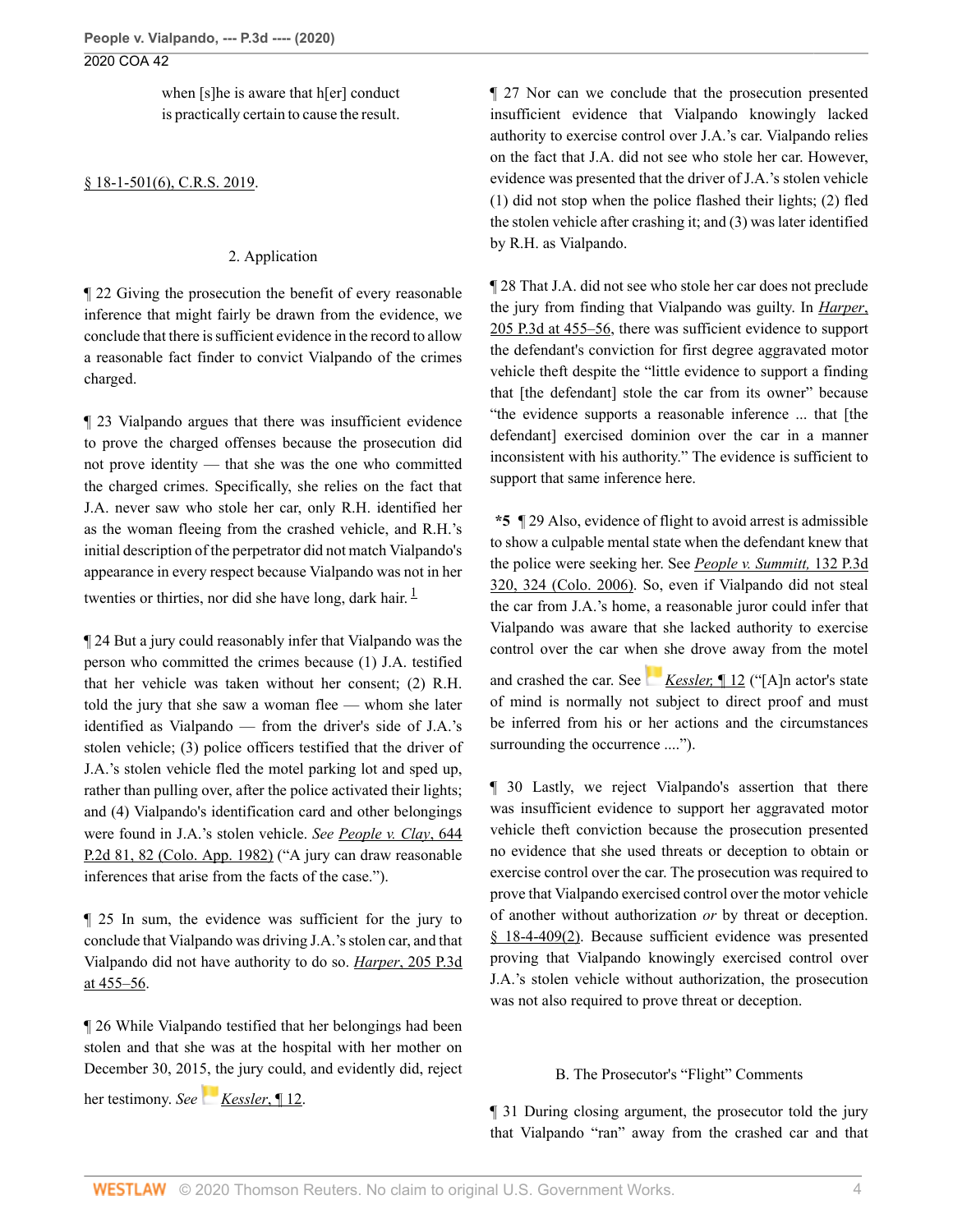> when [s]he is aware that h[er] conduct is practically certain to cause the result.

§ 18-1-501(6), C.R.S. 2019.

2. Application

¶ 22 Giving the prosecution the benefit of every reasonable inference that might fairly be drawn from the evidence, we conclude that there is sufficient evidence in the record to allow a reasonable fact finder to convict Vialpando of the crimes charged.

¶ 23 Vialpando argues that there was insufficient evidence to prove the charged offenses because the prosecution did not prove identity — that she was the one who committed the charged crimes. Specifically, she relies on the fact that J.A. never saw who stole her car, only R.H. identified her as the woman fleeing from the crashed vehicle, and R.H.'s initial description of the perpetrator did not match Vialpando's appearance in every respect because Vialpando was not in her twenties or thirties, nor did she have long, dark hair. [1]

¶ 24 But a jury could reasonably infer that Vialpando was the person who committed the crimes because (1) J.A. testified that her vehicle was taken without her consent; (2) R.H. told the jury that she saw a woman flee — whom she later identified as Vialpando — from the driver's side of J.A.'s stolen vehicle; (3) police officers testified that the driver of J.A.'s stolen vehicle fled the motel parking lot and sped up, rather than pulling over, after the police activated their lights; and (4) Vialpando's identification card and other belongings were found in J.A.'s stolen vehicle. *See* People v. Clay, 644 P.2d 81, 82 (Colo. App. 1982) ("A jury can draw reasonable inferences that arise from the facts of the case.").

¶ 25 In sum, the evidence was sufficient for the jury to conclude that Vialpando was driving J.A.'s stolen car, and that Vialpando did not have authority to do so. Harper, 205 P.3d at 455–56.

¶ 26 While Vialpando testified that her belongings had been stolen and that she was at the hospital with her mother on December 30, 2015, the jury could, and evidently did, reject her testimony. *See* Kessler, ¶ 12.

¶ 27 Nor can we conclude that the prosecution presented insufficient evidence that Vialpando knowingly lacked authority to exercise control over J.A.'s car. Vialpando relies on the fact that J.A. did not see who stole her car. However, evidence was presented that the driver of J.A.'s stolen vehicle (1) did not stop when the police flashed their lights; (2) fled the stolen vehicle after crashing it; and (3) was later identified by R.H. as Vialpando.

¶ 28 That J.A. did not see who stole her car does not preclude the jury from finding that Vialpando was guilty. In *Harper*, 205 P.3d at 455–56, there was sufficient evidence to support the defendant's conviction for first degree aggravated motor vehicle theft despite the "little evidence to support a finding that [the defendant] stole the car from its owner" because "the evidence supports a reasonable inference ... that [the defendant] exercised dominion over the car in a manner inconsistent with his authority." The evidence is sufficient to support that same inference here.

**\*5** ¶ 29 Also, evidence of flight to avoid arrest is admissible to show a culpable mental state when the defendant knew that the police were seeking her. See *People v. Summitt*, 132 P.3d 320, 324 (Colo. 2006). So, even if Vialpando did not steal the car from J.A.'s home, a reasonable juror could infer that Vialpando was aware that she lacked authority to exercise control over the car when she drove away from the motel and crashed the car. See *Kessler*, ¶ 12 ("[A]n actor's state of mind is normally not subject to direct proof and must be inferred from his or her actions and the circumstances surrounding the occurrence ....").

¶ 30 Lastly, we reject Vialpando's assertion that there was insufficient evidence to support her aggravated motor vehicle theft conviction because the prosecution presented no evidence that she used threats or deception to obtain or exercise control over the car. The prosecution was required to prove that Vialpando exercised control over the motor vehicle of another without authorization *or* by threat or deception. § 18-4-409(2). Because sufficient evidence was presented proving that Vialpando knowingly exercised control over J.A.'s stolen vehicle without authorization, the prosecution was not also required to prove threat or deception.

B. The Prosecutor's "Flight" Comments

¶ 31 During closing argument, the prosecutor told the jury that Vialpando "ran" away from the crashed car and that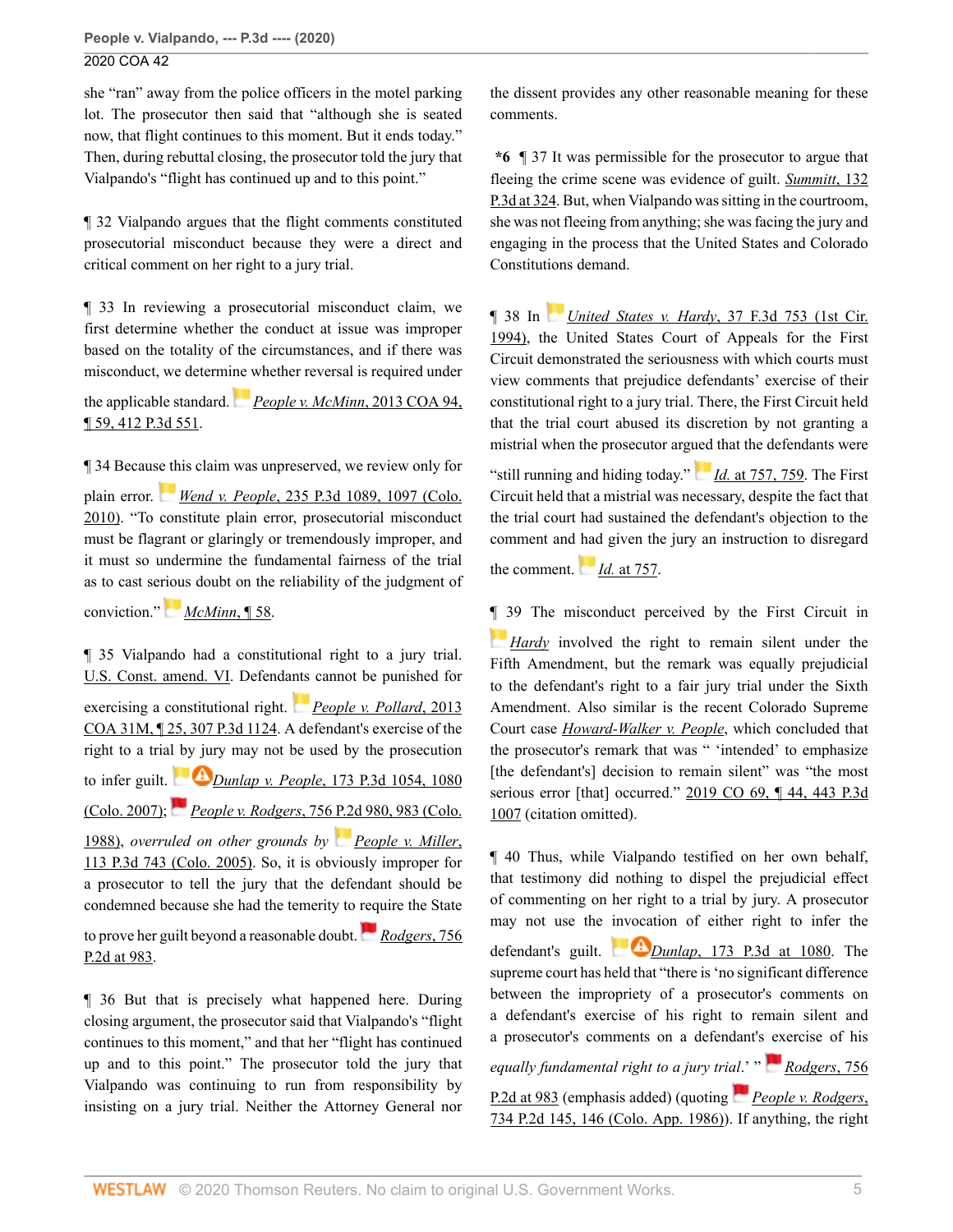she "ran" away from the police officers in the motel parking lot. The prosecutor then said that "although she is seated now, that flight continues to this moment. But it ends today." Then, during rebuttal closing, the prosecutor told the jury that Vialpando's "flight has continued up and to this point."

¶ 32 Vialpando argues that the flight comments constituted prosecutorial misconduct because they were a direct and critical comment on her right to a jury trial.

¶ 33 In reviewing a prosecutorial misconduct claim, we first determine whether the conduct at issue was improper based on the totality of the circumstances, and if there was misconduct, we determine whether reversal is required under the applicable standard. *People v. McMinn*, 2013 COA 94, ¶ 59, 412 P.3d 551.

¶ 34 Because this claim was unpreserved, we review only for plain error. *Wend v. People*, 235 P.3d 1089, 1097 (Colo. 2010). "To constitute plain error, prosecutorial misconduct must be flagrant or glaringly or tremendously improper, and it must so undermine the fundamental fairness of the trial as to cast serious doubt on the reliability of the judgment of conviction." *McMinn*, ¶ 58.

¶ 35 Vialpando had a constitutional right to a jury trial. U.S. Const. amend. VI. Defendants cannot be punished for exercising a constitutional right. *People v. Pollard*, 2013 COA 31M, ¶ 25, 307 P.3d 1124. A defendant's exercise of the right to a trial by jury may not be used by the prosecution to infer guilt. *Dunlap v. People*, 173 P.3d 1054, 1080 (Colo. 2007); *People v. Rodgers*, 756 P.2d 980, 983 (Colo. 1988), *overruled on other grounds by* *People v. Miller*, 113 P.3d 743 (Colo. 2005). So, it is obviously improper for a prosecutor to tell the jury that the defendant should be condemned because she had the temerity to require the State to prove her guilt beyond a reasonable doubt. *Rodgers*, 756 P.2d at 983.

¶ 36 But that is precisely what happened here. During closing argument, the prosecutor said that Vialpando's "flight continues to this moment," and that her "flight has continued up and to this point." The prosecutor told the jury that Vialpando was continuing to run from responsibility by insisting on a jury trial. Neither the Attorney General nor the dissent provides any other reasonable meaning for these comments.

**\*6** ¶ 37 It was permissible for the prosecutor to argue that fleeing the crime scene was evidence of guilt. *Summitt*, 132 P.3d at 324. But, when Vialpando was sitting in the courtroom, she was not fleeing from anything; she was facing the jury and engaging in the process that the United States and Colorado Constitutions demand.

¶ 38 In *United States v. Hardy*, 37 F.3d 753 (1st Cir. 1994), the United States Court of Appeals for the First Circuit demonstrated the seriousness with which courts must view comments that prejudice defendants' exercise of their constitutional right to a jury trial. There, the First Circuit held that the trial court abused its discretion by not granting a mistrial when the prosecutor argued that the defendants were "still running and hiding today." *Id.* at 757, 759. The First Circuit held that a mistrial was necessary, despite the fact that the trial court had sustained the defendant's objection to the comment and had given the jury an instruction to disregard the comment. *Id.* at 757.

¶ 39 The misconduct perceived by the First Circuit in *Hardy* involved the right to remain silent under the Fifth Amendment, but the remark was equally prejudicial to the defendant's right to a fair jury trial under the Sixth Amendment. Also similar is the recent Colorado Supreme Court case *Howard-Walker v. People*, which concluded that the prosecutor's remark that was " 'intended' to emphasize [the defendant's] decision to remain silent" was "the most serious error [that] occurred." 2019 CO 69, ¶ 44, 443 P.3d 1007 (citation omitted).

¶ 40 Thus, while Vialpando testified on her own behalf, that testimony did nothing to dispel the prejudicial effect of commenting on her right to a trial by jury. A prosecutor may not use the invocation of either right to infer the defendant's guilt. *Dunlap*, 173 P.3d at 1080. The supreme court has held that "there is 'no significant difference between the impropriety of a prosecutor's comments on a defendant's exercise of his right to remain silent and a prosecutor's comments on a defendant's exercise of his *equally fundamental right to a jury trial*.' " *Rodgers*, 756 P.2d at 983 (emphasis added) (quoting *People v. Rodgers*, 734 P.2d 145, 146 (Colo. App. 1986)). If anything, the right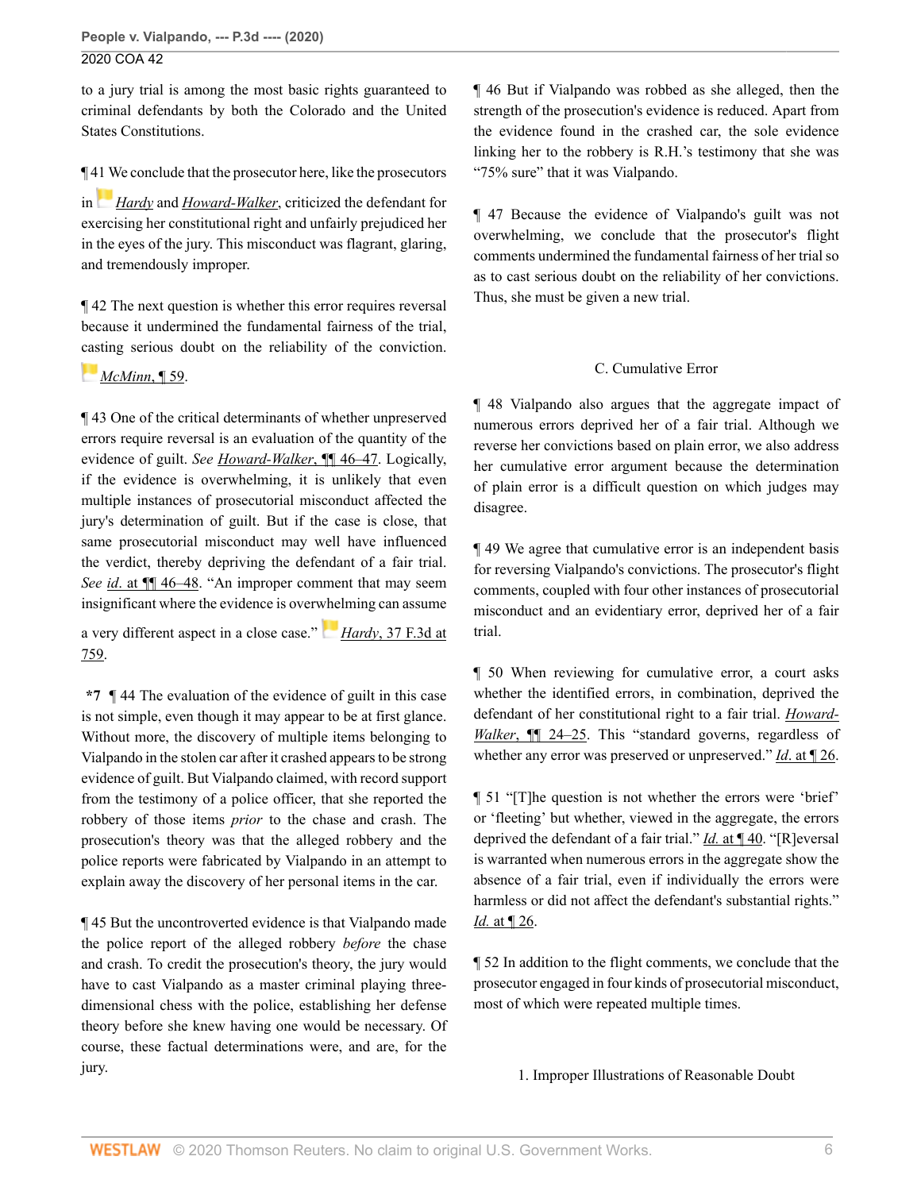to a jury trial is among the most basic rights guaranteed to criminal defendants by both the Colorado and the United States Constitutions.

¶ 41 We conclude that the prosecutor here, like the prosecutors in *Hardy* and *Howard-Walker*, criticized the defendant for exercising her constitutional right and unfairly prejudiced her in the eyes of the jury. This misconduct was flagrant, glaring, and tremendously improper.

¶ 42 The next question is whether this error requires reversal because it undermined the fundamental fairness of the trial, casting serious doubt on the reliability of the conviction. *McMinn*, ¶ 59.

¶ 43 One of the critical determinants of whether unpreserved errors require reversal is an evaluation of the quantity of the evidence of guilt. *See* *Howard-Walker*, ¶¶ 46–47. Logically, if the evidence is overwhelming, it is unlikely that even multiple instances of prosecutorial misconduct affected the jury's determination of guilt. But if the case is close, that same prosecutorial misconduct may well have influenced the verdict, thereby depriving the defendant of a fair trial. *See* *id.* at ¶¶ 46–48. "An improper comment that may seem insignificant where the evidence is overwhelming can assume a very different aspect in a close case." *Hardy*, 37 F.3d at 759.

**\*7** ¶ 44 The evaluation of the evidence of guilt in this case is not simple, even though it may appear to be at first glance. Without more, the discovery of multiple items belonging to Vialpando in the stolen car after it crashed appears to be strong evidence of guilt. But Vialpando claimed, with record support from the testimony of a police officer, that she reported the robbery of those items *prior* to the chase and crash. The prosecution's theory was that the alleged robbery and the police reports were fabricated by Vialpando in an attempt to explain away the discovery of her personal items in the car.

¶ 45 But the uncontroverted evidence is that Vialpando made the police report of the alleged robbery *before* the chase and crash. To credit the prosecution's theory, the jury would have to cast Vialpando as a master criminal playing three-dimensional chess with the police, establishing her defense theory before she knew having one would be necessary. Of course, these factual determinations were, and are, for the jury.

¶ 46 But if Vialpando was robbed as she alleged, then the strength of the prosecution's evidence is reduced. Apart from the evidence found in the crashed car, the sole evidence linking her to the robbery is R.H.'s testimony that she was "75% sure" that it was Vialpando.

¶ 47 Because the evidence of Vialpando's guilt was not overwhelming, we conclude that the prosecutor's flight comments undermined the fundamental fairness of her trial so as to cast serious doubt on the reliability of her convictions. Thus, she must be given a new trial.

### C. Cumulative Error

¶ 48 Vialpando also argues that the aggregate impact of numerous errors deprived her of a fair trial. Although we reverse her convictions based on plain error, we also address her cumulative error argument because the determination of plain error is a difficult question on which judges may disagree.

¶ 49 We agree that cumulative error is an independent basis for reversing Vialpando's convictions. The prosecutor's flight comments, coupled with four other instances of prosecutorial misconduct and an evidentiary error, deprived her of a fair trial.

¶ 50 When reviewing for cumulative error, a court asks whether the identified errors, in combination, deprived the defendant of her constitutional right to a fair trial. *Howard-Walker*, ¶¶ 24–25. This "standard governs, regardless of whether any error was preserved or unpreserved." *Id.* at ¶ 26.

¶ 51 "[T]he question is not whether the errors were 'brief' or 'fleeting' but whether, viewed in the aggregate, the errors deprived the defendant of a fair trial." *Id.* at ¶ 40. "[R]eversal is warranted when numerous errors in the aggregate show the absence of a fair trial, even if individually the errors were harmless or did not affect the defendant's substantial rights." *Id.* at ¶ 26.

¶ 52 In addition to the flight comments, we conclude that the prosecutor engaged in four kinds of prosecutorial misconduct, most of which were repeated multiple times.

#### 1. Improper Illustrations of Reasonable Doubt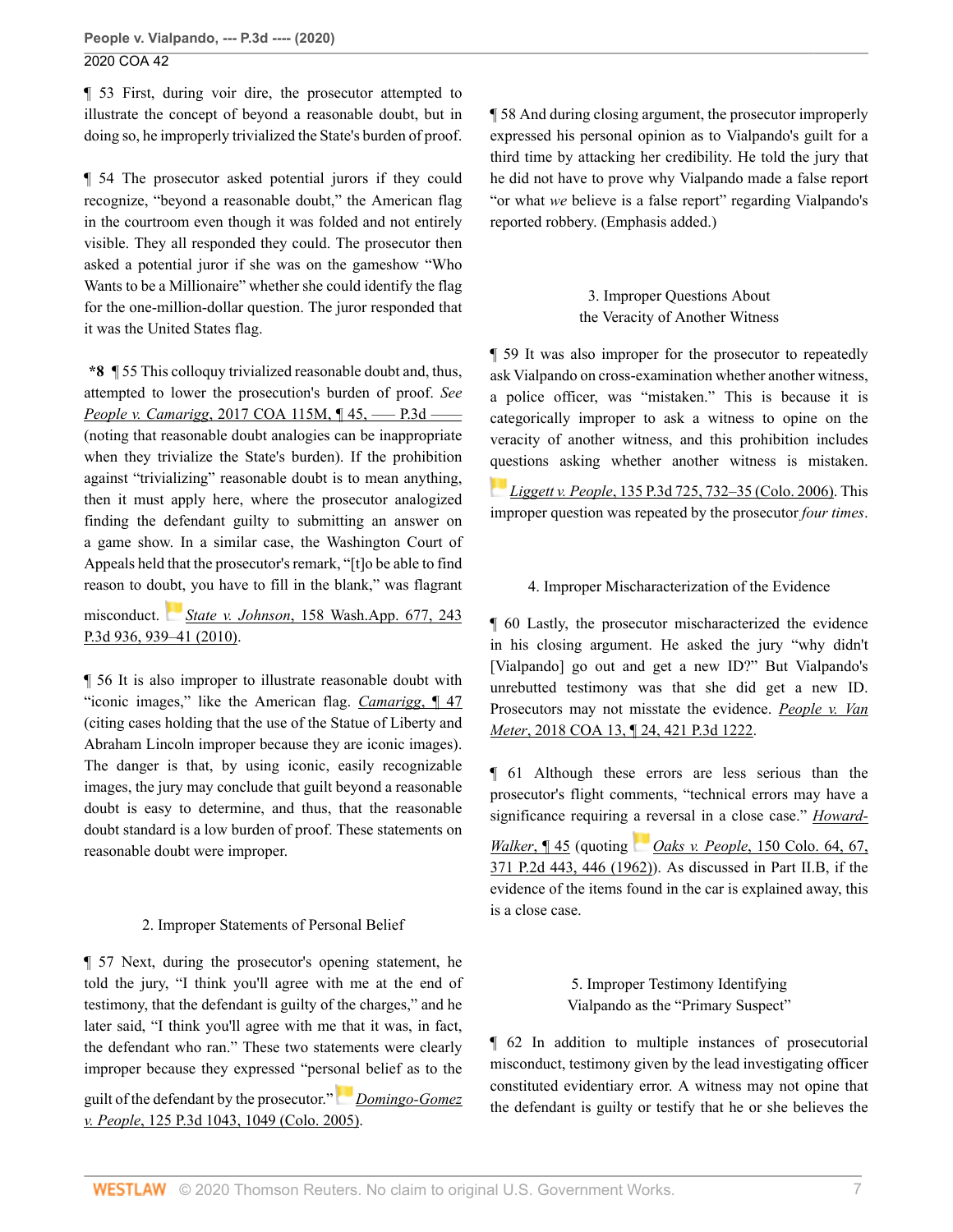¶ 53 First, during voir dire, the prosecutor attempted to illustrate the concept of beyond a reasonable doubt, but in doing so, he improperly trivialized the State's burden of proof.

¶ 54 The prosecutor asked potential jurors if they could recognize, "beyond a reasonable doubt," the American flag in the courtroom even though it was folded and not entirely visible. They all responded they could. The prosecutor then asked a potential juror if she was on the gameshow "Who Wants to be a Millionaire" whether she could identify the flag for the one-million-dollar question. The juror responded that it was the United States flag.

**\*8** ¶ 55 This colloquy trivialized reasonable doubt and, thus, attempted to lower the prosecution's burden of proof. *See* *People v. Camarigg*, 2017 COA 115M, ¶ 45, ––– P.3d ––––(noting that reasonable doubt analogies can be inappropriate when they trivialize the State's burden). If the prohibition against "trivializing" reasonable doubt is to mean anything, then it must apply here, where the prosecutor analogized finding the defendant guilty to submitting an answer on a game show. In a similar case, the Washington Court of Appeals held that the prosecutor's remark, "[t]o be able to find reason to doubt, you have to fill in the blank," was flagrant misconduct. *State v. Johnson*, 158 Wash.App. 677, 243 P.3d 936, 939–41 (2010).

¶ 56 It is also improper to illustrate reasonable doubt with "iconic images," like the American flag. *Camarigg*, ¶ 47 (citing cases holding that the use of the Statue of Liberty and Abraham Lincoln improper because they are iconic images). The danger is that, by using iconic, easily recognizable images, the jury may conclude that guilt beyond a reasonable doubt is easy to determine, and thus, that the reasonable doubt standard is a low burden of proof. These statements on reasonable doubt were improper.

### 2. Improper Statements of Personal Belief

¶ 57 Next, during the prosecutor's opening statement, he told the jury, "I think you'll agree with me at the end of testimony, that the defendant is guilty of the charges," and he later said, "I think you'll agree with me that it was, in fact, the defendant who ran." These two statements were clearly improper because they expressed "personal belief as to the guilt of the defendant by the prosecutor." *Domingo-Gomez v. People*, 125 P.3d 1043, 1049 (Colo. 2005).

¶ 58 And during closing argument, the prosecutor improperly expressed his personal opinion as to Vialpando's guilt for a third time by attacking her credibility. He told the jury that he did not have to prove why Vialpando made a false report "or what *we* believe is a false report" regarding Vialpando's reported robbery. (Emphasis added.)

### 3. Improper Questions About the Veracity of Another Witness

¶ 59 It was also improper for the prosecutor to repeatedly ask Vialpando on cross-examination whether another witness, a police officer, was "mistaken." This is because it is categorically improper to ask a witness to opine on the veracity of another witness, and this prohibition includes questions asking whether another witness is mistaken. *Liggett v. People*, 135 P.3d 725, 732–35 (Colo. 2006). This improper question was repeated by the prosecutor *four times*.

### 4. Improper Mischaracterization of the Evidence

¶ 60 Lastly, the prosecutor mischaracterized the evidence in his closing argument. He asked the jury "why didn't [Vialpando] go out and get a new ID?" But Vialpando's unrebutted testimony was that she did get a new ID. Prosecutors may not misstate the evidence. *People v. Van Meter*, 2018 COA 13, ¶ 24, 421 P.3d 1222.

¶ 61 Although these errors are less serious than the prosecutor's flight comments, "technical errors may have a significance requiring a reversal in a close case." *Howard-Walker*, ¶ 45 (quoting *Oaks v. People*, 150 Colo. 64, 67, 371 P.2d 443, 446 (1962)). As discussed in Part II.B, if the evidence of the items found in the car is explained away, this is a close case.

### 5. Improper Testimony Identifying Vialpando as the "Primary Suspect"

¶ 62 In addition to multiple instances of prosecutorial misconduct, testimony given by the lead investigating officer constituted evidentiary error. A witness may not opine that the defendant is guilty or testify that he or she believes the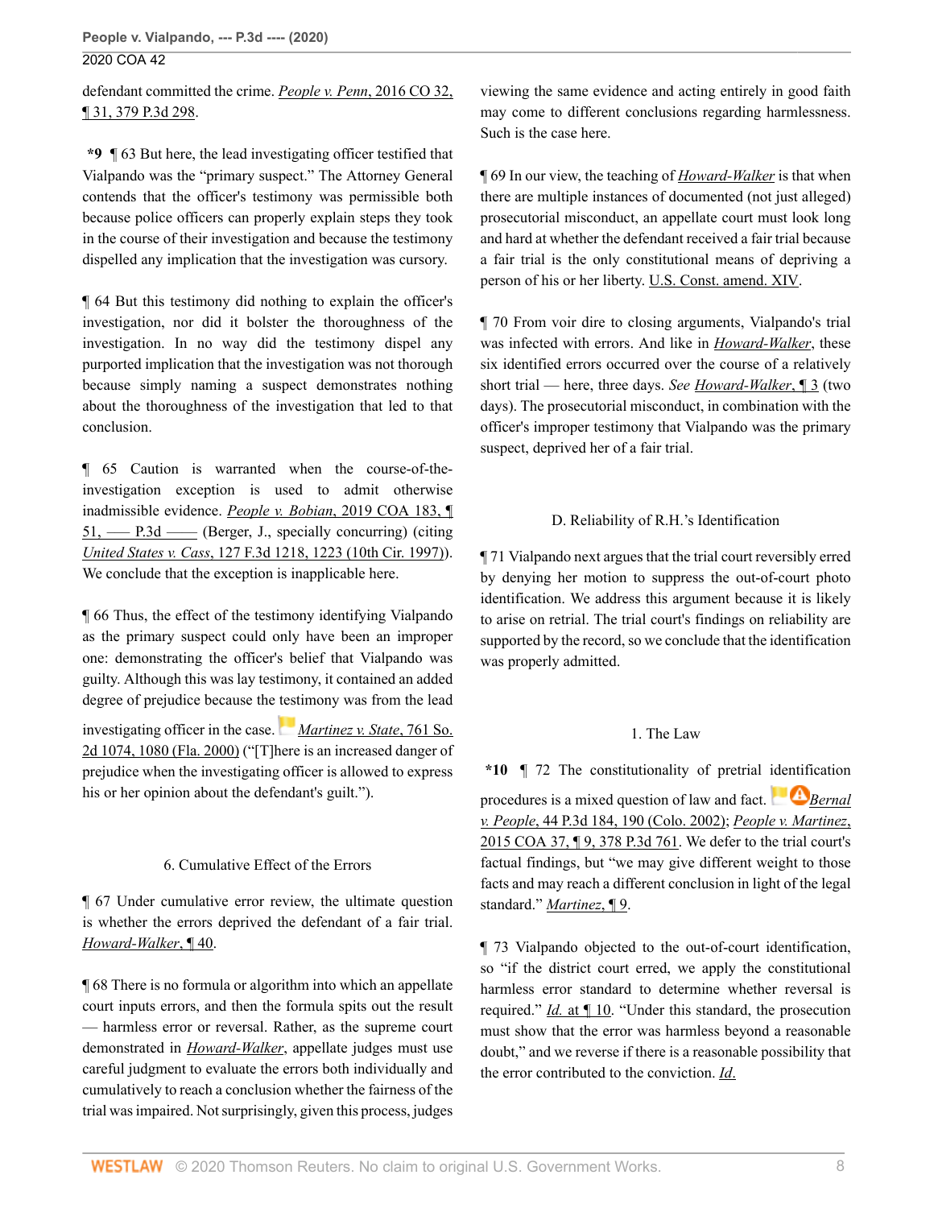defendant committed the crime. *People v. Penn*, 2016 CO 32, ¶ 31, 379 P.3d 298.

**\*9** ¶ 63 But here, the lead investigating officer testified that Vialpando was the "primary suspect." The Attorney General contends that the officer's testimony was permissible both because police officers can properly explain steps they took in the course of their investigation and because the testimony dispelled any implication that the investigation was cursory.

¶ 64 But this testimony did nothing to explain the officer's investigation, nor did it bolster the thoroughness of the investigation. In no way did the testimony dispel any purported implication that the investigation was not thorough because simply naming a suspect demonstrates nothing about the thoroughness of the investigation that led to that conclusion.

¶ 65 Caution is warranted when the course-of-the-investigation exception is used to admit otherwise inadmissible evidence. *People v. Bobian*, 2019 COA 183, ¶ 51, ––– P.3d –––– (Berger, J., specially concurring) (citing *United States v. Cass*, 127 F.3d 1218, 1223 (10th Cir. 1997)). We conclude that the exception is inapplicable here.

¶ 66 Thus, the effect of the testimony identifying Vialpando as the primary suspect could only have been an improper one: demonstrating the officer's belief that Vialpando was guilty. Although this was lay testimony, it contained an added degree of prejudice because the testimony was from the lead investigating officer in the case. *Martinez v. State*, 761 So. 2d 1074, 1080 (Fla. 2000) ("[T]here is an increased danger of prejudice when the investigating officer is allowed to express his or her opinion about the defendant's guilt.").

### 6. Cumulative Effect of the Errors

¶ 67 Under cumulative error review, the ultimate question is whether the errors deprived the defendant of a fair trial. *Howard-Walker*, ¶ 40.

¶ 68 There is no formula or algorithm into which an appellate court inputs errors, and then the formula spits out the result — harmless error or reversal. Rather, as the supreme court demonstrated in *Howard-Walker*, appellate judges must use careful judgment to evaluate the errors both individually and cumulatively to reach a conclusion whether the fairness of the trial was impaired. Not surprisingly, given this process, judges viewing the same evidence and acting entirely in good faith may come to different conclusions regarding harmlessness. Such is the case here.

¶ 69 In our view, the teaching of *Howard-Walker* is that when there are multiple instances of documented (not just alleged) prosecutorial misconduct, an appellate court must look long and hard at whether the defendant received a fair trial because a fair trial is the only constitutional means of depriving a person of his or her liberty. U.S. Const. amend. XIV.

¶ 70 From voir dire to closing arguments, Vialpando's trial was infected with errors. And like in *Howard-Walker*, these six identified errors occurred over the course of a relatively short trial — here, three days. *See Howard-Walker*, ¶ 3 (two days). The prosecutorial misconduct, in combination with the officer's improper testimony that Vialpando was the primary suspect, deprived her of a fair trial.

## D. Reliability of R.H.'s Identification

¶ 71 Vialpando next argues that the trial court reversibly erred by denying her motion to suppress the out-of-court photo identification. We address this argument because it is likely to arise on retrial. The trial court's findings on reliability are supported by the record, so we conclude that the identification was properly admitted.

### 1. The Law

**\*10** ¶ 72 The constitutionality of pretrial identification procedures is a mixed question of law and fact. *Bernal v. People*, 44 P.3d 184, 190 (Colo. 2002); *People v. Martinez*, 2015 COA 37, ¶ 9, 378 P.3d 761. We defer to the trial court's factual findings, but "we may give different weight to those facts and may reach a different conclusion in light of the legal standard." *Martinez*, ¶ 9.

¶ 73 Vialpando objected to the out-of-court identification, so "if the district court erred, we apply the constitutional harmless error standard to determine whether reversal is required." *Id.* at ¶ 10. "Under this standard, the prosecution must show that the error was harmless beyond a reasonable doubt," and we reverse if there is a reasonable possibility that the error contributed to the conviction. *Id.*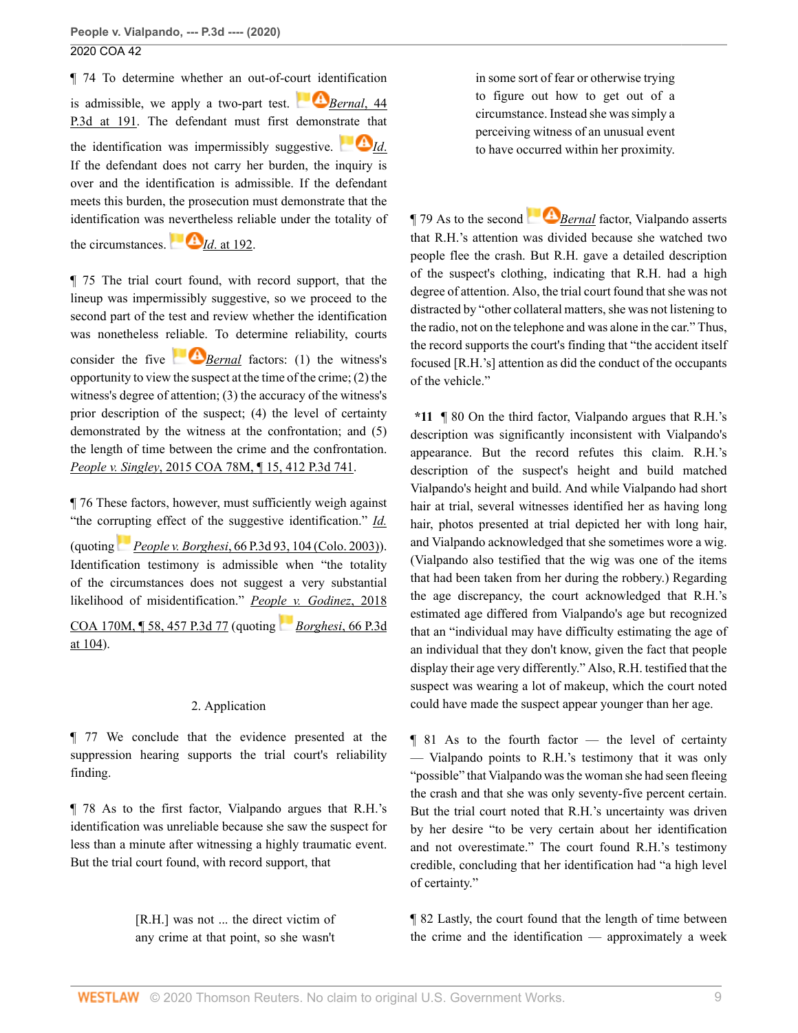¶ 74 To determine whether an out-of-court identification is admissible, we apply a two-part test. *Bernal*, 44 P.3d at 191. The defendant must first demonstrate that the identification was impermissibly suggestive. *Id.* If the defendant does not carry her burden, the inquiry is over and the identification is admissible. If the defendant meets this burden, the prosecution must demonstrate that the identification was nevertheless reliable under the totality of the circumstances. *Id.* at 192.

¶ 75 The trial court found, with record support, that the lineup was impermissibly suggestive, so we proceed to the second part of the test and review whether the identification was nonetheless reliable. To determine reliability, courts consider the five *Bernal* factors: (1) the witness's opportunity to view the suspect at the time of the crime; (2) the witness's degree of attention; (3) the accuracy of the witness's prior description of the suspect; (4) the level of certainty demonstrated by the witness at the confrontation; and (5) the length of time between the crime and the confrontation. *People v. Singley*, 2015 COA 78M, ¶ 15, 412 P.3d 741.

¶ 76 These factors, however, must sufficiently weigh against "the corrupting effect of the suggestive identification." *Id.* (quoting *People v. Borghesi*, 66 P.3d 93, 104 (Colo. 2003)). Identification testimony is admissible when "the totality of the circumstances does not suggest a very substantial likelihood of misidentification." *People v. Godinez*, 2018 COA 170M, ¶ 58, 457 P.3d 77 (quoting *Borghesi*, 66 P.3d at 104).

### 2. Application

¶ 77 We conclude that the evidence presented at the suppression hearing supports the trial court's reliability finding.

¶ 78 As to the first factor, Vialpando argues that R.H.'s identification was unreliable because she saw the suspect for less than a minute after witnessing a highly traumatic event. But the trial court found, with record support, that

> [R.H.] was not ... the direct victim of any crime at that point, so she wasn't in some sort of fear or otherwise trying to figure out how to get out of a circumstance. Instead she was simply a perceiving witness of an unusual event to have occurred within her proximity.

¶ 79 As to the second *Bernal* factor, Vialpando asserts that R.H.'s attention was divided because she watched two people flee the crash. But R.H. gave a detailed description of the suspect's clothing, indicating that R.H. had a high degree of attention. Also, the trial court found that she was not distracted by "other collateral matters, she was not listening to the radio, not on the telephone and was alone in the car." Thus, the record supports the court's finding that "the accident itself focused [R.H.'s] attention as did the conduct of the occupants of the vehicle."

**\*11** ¶ 80 On the third factor, Vialpando argues that R.H.'s description was significantly inconsistent with Vialpando's appearance. But the record refutes this claim. R.H.'s description of the suspect's height and build matched Vialpando's height and build. And while Vialpando had short hair at trial, several witnesses identified her as having long hair, photos presented at trial depicted her with long hair, and Vialpando acknowledged that she sometimes wore a wig. (Vialpando also testified that the wig was one of the items that had been taken from her during the robbery.) Regarding the age discrepancy, the court acknowledged that R.H.'s estimated age differed from Vialpando's age but recognized that an "individual may have difficulty estimating the age of an individual that they don't know, given the fact that people display their age very differently." Also, R.H. testified that the suspect was wearing a lot of makeup, which the court noted could have made the suspect appear younger than her age.

¶ 81 As to the fourth factor — the level of certainty — Vialpando points to R.H.'s testimony that it was only "possible" that Vialpando was the woman she had seen fleeing the crash and that she was only seventy-five percent certain. But the trial court noted that R.H.'s uncertainty was driven by her desire "to be very certain about her identification and not overestimate." The court found R.H.'s testimony credible, concluding that her identification had "a high level of certainty."

¶ 82 Lastly, the court found that the length of time between the crime and the identification — approximately a week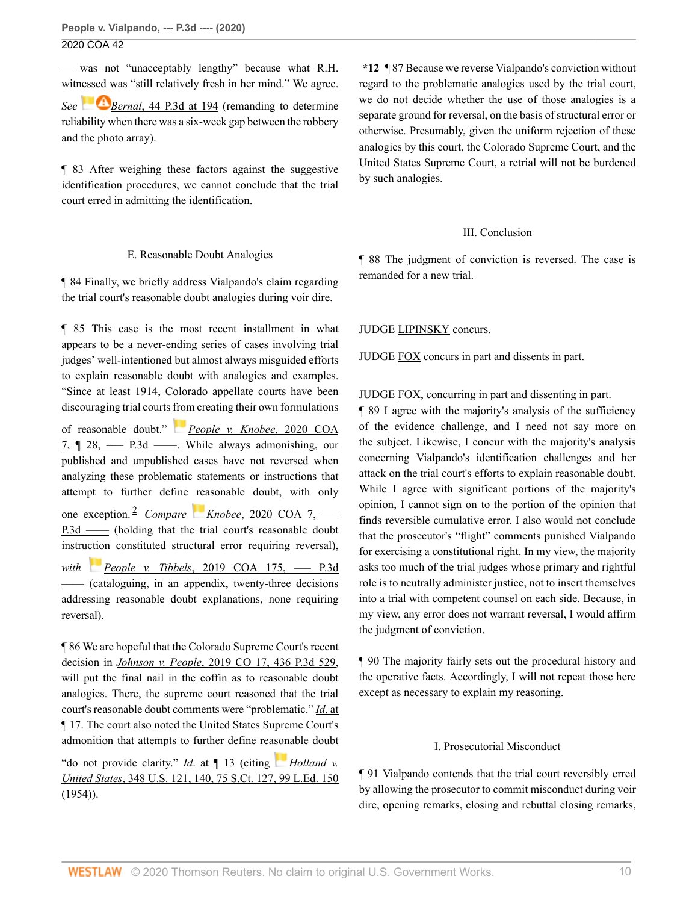— was not "unacceptably lengthy" because what R.H. witnessed was "still relatively fresh in her mind." We agree. *See* *Bernal*, 44 P.3d at 194 (remanding to determine reliability when there was a six-week gap between the robbery and the photo array).

¶ 83 After weighing these factors against the suggestive identification procedures, we cannot conclude that the trial court erred in admitting the identification.

### E. Reasonable Doubt Analogies

¶ 84 Finally, we briefly address Vialpando's claim regarding the trial court's reasonable doubt analogies during voir dire.

¶ 85 This case is the most recent installment in what appears to be a never-ending series of cases involving trial judges' well-intentioned but almost always misguided efforts to explain reasonable doubt with analogies and examples. "Since at least 1914, Colorado appellate courts have been discouraging trial courts from creating their own formulations of reasonable doubt." *People v. Knobee*, 2020 COA 7, ¶ 28, ––– P.3d ––––. While always admonishing, our published and unpublished cases have not reversed when analyzing these problematic statements or instructions that attempt to further define reasonable doubt, with only one exception.[2] *Compare* *Knobee*, 2020 COA 7, ––– P.3d –––– (holding that the trial court's reasonable doubt instruction constituted structural error requiring reversal), *with* *People v. Tibbels*, 2019 COA 175, ––– P.3d –––– (cataloguing, in an appendix, twenty-three decisions addressing reasonable doubt explanations, none requiring reversal).

¶ 86 We are hopeful that the Colorado Supreme Court's recent decision in *Johnson v. People*, 2019 CO 17, 436 P.3d 529, will put the final nail in the coffin as to reasonable doubt analogies. There, the supreme court reasoned that the trial court's reasonable doubt comments were "problematic." *Id.* at ¶ 17. The court also noted the United States Supreme Court's admonition that attempts to further define reasonable doubt "do not provide clarity." *Id.* at ¶ 13 (citing *Holland v. United States*, 348 U.S. 121, 140, 75 S.Ct. 127, 99 L.Ed. 150 (1954)).

**\*12** ¶ 87 Because we reverse Vialpando's conviction without regard to the problematic analogies used by the trial court, we do not decide whether the use of those analogies is a separate ground for reversal, on the basis of structural error or otherwise. Presumably, given the uniform rejection of these analogies by this court, the Colorado Supreme Court, and the United States Supreme Court, a retrial will not be burdened by such analogies.

## III. Conclusion

¶ 88 The judgment of conviction is reversed. The case is remanded for a new trial.

JUDGE LIPINSKY concurs.

JUDGE FOX concurs in part and dissents in part.

JUDGE FOX, concurring in part and dissenting in part.

¶ 89 I agree with the majority's analysis of the sufficiency of the evidence challenge, and I need not say more on the subject. Likewise, I concur with the majority's analysis concerning Vialpando's identification challenges and her attack on the trial court's efforts to explain reasonable doubt. While I agree with significant portions of the majority's opinion, I cannot sign on to the portion of the opinion that finds reversible cumulative error. I also would not conclude that the prosecutor's "flight" comments punished Vialpando for exercising a constitutional right. In my view, the majority asks too much of the trial judges whose primary and rightful role is to neutrally administer justice, not to insert themselves into a trial with competent counsel on each side. Because, in my view, any error does not warrant reversal, I would affirm the judgment of conviction.

¶ 90 The majority fairly sets out the procedural history and the operative facts. Accordingly, I will not repeat those here except as necessary to explain my reasoning.

## I. Prosecutorial Misconduct

¶ 91 Vialpando contends that the trial court reversibly erred by allowing the prosecutor to commit misconduct during voir dire, opening remarks, closing and rebuttal closing remarks,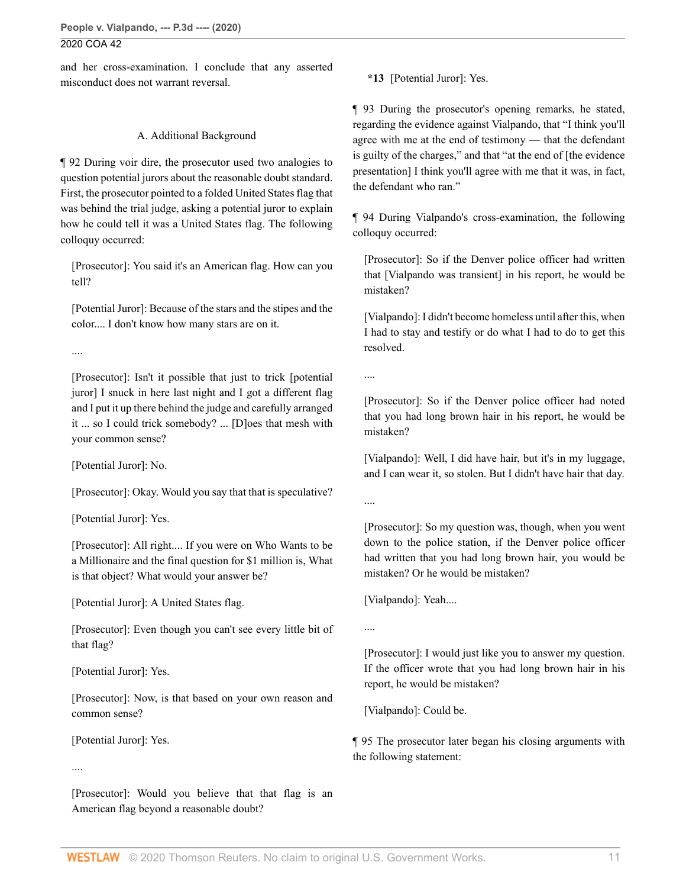and her cross-examination. I conclude that any asserted misconduct does not warrant reversal.

### A. Additional Background

¶ 92 During voir dire, the prosecutor used two analogies to question potential jurors about the reasonable doubt standard. First, the prosecutor pointed to a folded United States flag that was behind the trial judge, asking a potential juror to explain how he could tell it was a United States flag. The following colloquy occurred:

> [Prosecutor]: You said it's an American flag. How can you tell?
>
> [Potential Juror]: Because of the stars and the stipes and the color.... I don't know how many stars are on it.
>
> ....
>
> [Prosecutor]: Isn't it possible that just to trick [potential juror] I snuck in here last night and I got a different flag and I put it up there behind the judge and carefully arranged it ... so I could trick somebody? ... [D]oes that mesh with your common sense?
>
> [Potential Juror]: No.
>
> [Prosecutor]: Okay. Would you say that that is speculative?
>
> [Potential Juror]: Yes.
>
> [Prosecutor]: All right.... If you were on Who Wants to be a Millionaire and the final question for $1 million is, What is that object? What would your answer be?
>
> [Potential Juror]: A United States flag.
>
> [Prosecutor]: Even though you can't see every little bit of that flag?
>
> [Potential Juror]: Yes.
>
> [Prosecutor]: Now, is that based on your own reason and common sense?
>
> [Potential Juror]: Yes.
>
> ....
>
> [Prosecutor]: Would you believe that that flag is an American flag beyond a reasonable doubt?
>
> **\*13** [Potential Juror]: Yes.

¶ 93 During the prosecutor's opening remarks, he stated, regarding the evidence against Vialpando, that "I think you'll agree with me at the end of testimony — that the defendant is guilty of the charges," and that "at the end of [the evidence presentation] I think you'll agree with me that it was, in fact, the defendant who ran."

¶ 94 During Vialpando's cross-examination, the following colloquy occurred:

> [Prosecutor]: So if the Denver police officer had written that [Vialpando was transient] in his report, he would be mistaken?
>
> [Vialpando]: I didn't become homeless until after this, when I had to stay and testify or do what I had to do to get this resolved.
>
> ....
>
> [Prosecutor]: So if the Denver police officer had noted that you had long brown hair in his report, he would be mistaken?
>
> [Vialpando]: Well, I did have hair, but it's in my luggage, and I can wear it, so stolen. But I didn't have hair that day.
>
> ....
>
> [Prosecutor]: So my question was, though, when you went down to the police station, if the Denver police officer had written that you had long brown hair, you would be mistaken? Or he would be mistaken?
>
> [Vialpando]: Yeah....
>
> ....
>
> [Prosecutor]: I would just like you to answer my question. If the officer wrote that you had long brown hair in his report, he would be mistaken?
>
> [Vialpando]: Could be.

¶ 95 The prosecutor later began his closing arguments with the following statement: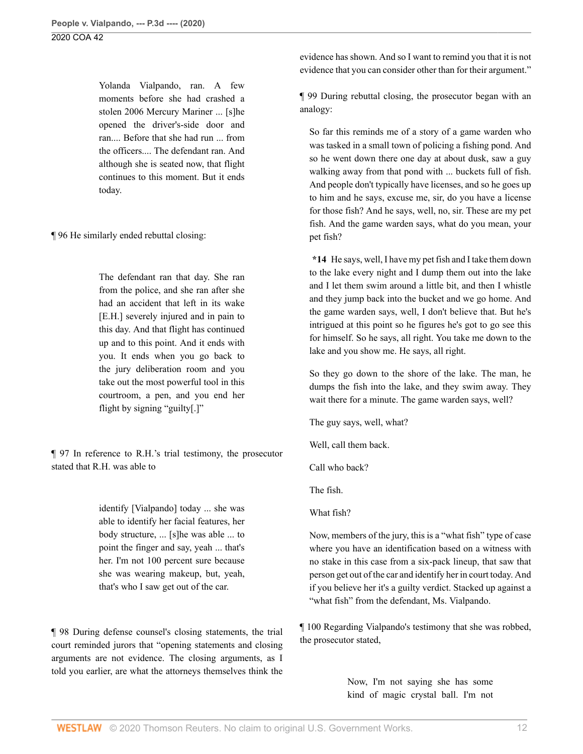> Yolanda Vialpando, ran. A few moments before she had crashed a stolen 2006 Mercury Mariner ... [s]he opened the driver's-side door and ran.... Before that she had run ... from the officers.... The defendant ran. And although she is seated now, that flight continues to this moment. But it ends today.

¶ 96 He similarly ended rebuttal closing:

> The defendant ran that day. She ran from the police, and she ran after she had an accident that left in its wake [E.H.] severely injured and in pain to this day. And that flight has continued up and to this point. And it ends with you. It ends when you go back to the jury deliberation room and you take out the most powerful tool in this courtroom, a pen, and you end her flight by signing "guilty[.]"

¶ 97 In reference to R.H.'s trial testimony, the prosecutor stated that R.H. was able to

> identify [Vialpando] today ... she was able to identify her facial features, her body structure, ... [s]he was able ... to point the finger and say, yeah ... that's her. I'm not 100 percent sure because she was wearing makeup, but, yeah, that's who I saw get out of the car.

¶ 98 During defense counsel's closing statements, the trial court reminded jurors that "opening statements and closing arguments are not evidence. The closing arguments, as I told you earlier, are what the attorneys themselves think the evidence has shown. And so I want to remind you that it is not evidence that you can consider other than for their argument."

¶ 99 During rebuttal closing, the prosecutor began with an analogy:

> So far this reminds me of a story of a game warden who was tasked in a small town of policing a fishing pond. And so he went down there one day at about dusk, saw a guy walking away from that pond with ... buckets full of fish. And people don't typically have licenses, and so he goes up to him and he says, excuse me, sir, do you have a license for those fish? And he says, well, no, sir. These are my pet fish. And the game warden says, what do you mean, your pet fish?
>
> **\*14** He says, well, I have my pet fish and I take them down to the lake every night and I dump them out into the lake and I let them swim around a little bit, and then I whistle and they jump back into the bucket and we go home. And the game warden says, well, I don't believe that. But he's intrigued at this point so he figures he's got to go see this for himself. So he says, all right. You take me down to the lake and you show me. He says, all right.
>
> So they go down to the shore of the lake. The man, he dumps the fish into the lake, and they swim away. They wait there for a minute. The game warden says, well?
>
> The guy says, well, what?
>
> Well, call them back.
>
> Call who back?
>
> The fish.
>
> What fish?
>
> Now, members of the jury, this is a "what fish" type of case where you have an identification based on a witness with no stake in this case from a six-pack lineup, that saw that person get out of the car and identify her in court today. And if you believe her it's a guilty verdict. Stacked up against a "what fish" from the defendant, Ms. Vialpando.

¶ 100 Regarding Vialpando's testimony that she was robbed, the prosecutor stated,

> Now, I'm not saying she has some kind of magic crystal ball. I'm not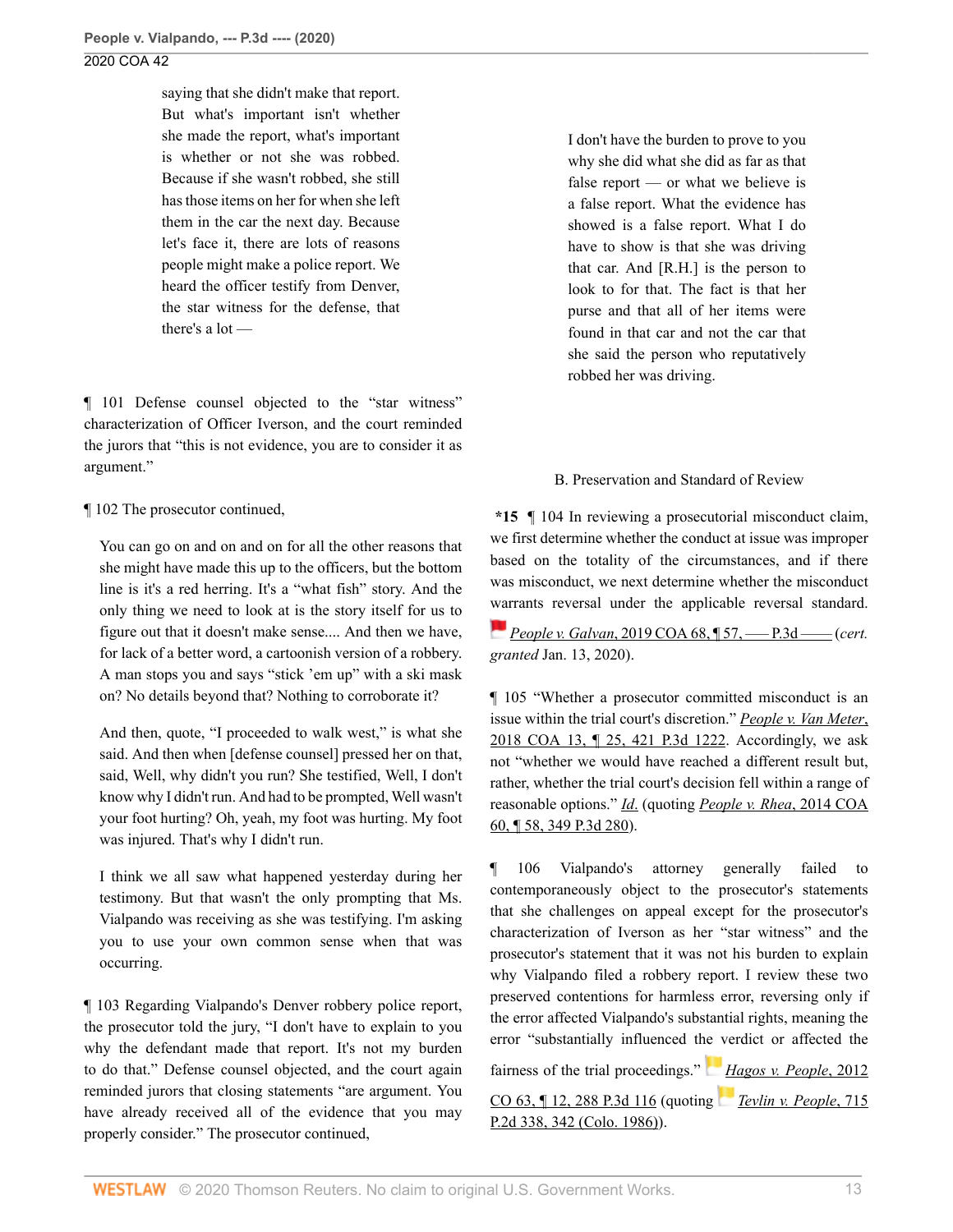saying that she didn't make that report. But what's important isn't whether she made the report, what's important is whether or not she was robbed. Because if she wasn't robbed, she still has those items on her for when she left them in the car the next day. Because let's face it, there are lots of reasons people might make a police report. We heard the officer testify from Denver, the star witness for the defense, that there's a lot —

¶ 101 Defense counsel objected to the "star witness" characterization of Officer Iverson, and the court reminded the jurors that "this is not evidence, you are to consider it as argument."

¶ 102 The prosecutor continued,

> You can go on and on and on for all the other reasons that she might have made this up to the officers, but the bottom line is it's a red herring. It's a "what fish" story. And the only thing we need to look at is the story itself for us to figure out that it doesn't make sense.... And then we have, for lack of a better word, a cartoonish version of a robbery. A man stops you and says "stick 'em up" with a ski mask on? No details beyond that? Nothing to corroborate it?
>
> And then, quote, "I proceeded to walk west," is what she said. And then when [defense counsel] pressed her on that, said, Well, why didn't you run? She testified, Well, I don't know why I didn't run. And had to be prompted, Well wasn't your foot hurting? Oh, yeah, my foot was hurting. My foot was injured. That's why I didn't run.
>
> I think we all saw what happened yesterday during her testimony. But that wasn't the only prompting that Ms. Vialpando was receiving as she was testifying. I'm asking you to use your own common sense when that was occurring.

¶ 103 Regarding Vialpando's Denver robbery police report, the prosecutor told the jury, "I don't have to explain to you why the defendant made that report. It's not my burden to do that." Defense counsel objected, and the court again reminded jurors that closing statements "are argument. You have already received all of the evidence that you may properly consider." The prosecutor continued,

> I don't have the burden to prove to you why she did what she did as far as that false report — or what we believe is a false report. What the evidence has showed is a false report. What I do have to show is that she was driving that car. And [R.H.] is the person to look to for that. The fact is that her purse and that all of her items were found in that car and not the car that she said the person who reputatively robbed her was driving.

### B. Preservation and Standard of Review

**\*15** ¶ 104 In reviewing a prosecutorial misconduct claim, we first determine whether the conduct at issue was improper based on the totality of the circumstances, and if there was misconduct, we next determine whether the misconduct warrants reversal under the applicable reversal standard. *People v. Galvan*, 2019 COA 68, ¶ 57, ––– P.3d –––– (*cert. granted* Jan. 13, 2020).

¶ 105 "Whether a prosecutor committed misconduct is an issue within the trial court's discretion." *People v. Van Meter*, 2018 COA 13, ¶ 25, 421 P.3d 1222. Accordingly, we ask not "whether we would have reached a different result but, rather, whether the trial court's decision fell within a range of reasonable options." *Id.* (quoting *People v. Rhea*, 2014 COA 60, ¶ 58, 349 P.3d 280).

¶ 106 Vialpando's attorney generally failed to contemporaneously object to the prosecutor's statements that she challenges on appeal except for the prosecutor's characterization of Iverson as her "star witness" and the prosecutor's statement that it was not his burden to explain why Vialpando filed a robbery report. I review these two preserved contentions for harmless error, reversing only if the error affected Vialpando's substantial rights, meaning the error "substantially influenced the verdict or affected the fairness of the trial proceedings." *Hagos v. People*, 2012 CO 63, ¶ 12, 288 P.3d 116 (quoting *Tevlin v. People*, 715 P.2d 338, 342 (Colo. 1986)).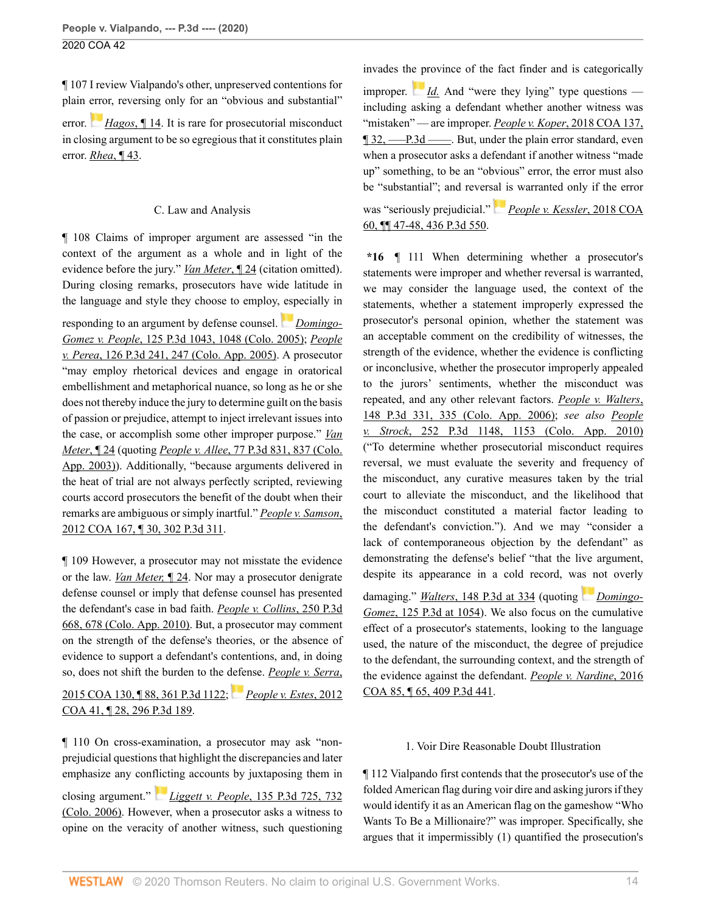¶ 107 I review Vialpando's other, unpreserved contentions for plain error, reversing only for an "obvious and substantial" error. *Hagos*, ¶ 14. It is rare for prosecutorial misconduct in closing argument to be so egregious that it constitutes plain error. *Rhea*, ¶ 43.

### C. Law and Analysis

¶ 108 Claims of improper argument are assessed "in the context of the argument as a whole and in light of the evidence before the jury." *Van Meter*, ¶ 24 (citation omitted). During closing remarks, prosecutors have wide latitude in the language and style they choose to employ, especially in responding to an argument by defense counsel. *Domingo-Gomez v. People*, 125 P.3d 1043, 1048 (Colo. 2005); *People v. Perea*, 126 P.3d 241, 247 (Colo. App. 2005). A prosecutor "may employ rhetorical devices and engage in oratorical embellishment and metaphorical nuance, so long as he or she does not thereby induce the jury to determine guilt on the basis of passion or prejudice, attempt to inject irrelevant issues into the case, or accomplish some other improper purpose." *Van Meter*, ¶ 24 (quoting *People v. Allee*, 77 P.3d 831, 837 (Colo. App. 2003)). Additionally, "because arguments delivered in the heat of trial are not always perfectly scripted, reviewing courts accord prosecutors the benefit of the doubt when their remarks are ambiguous or simply inartful." *People v. Samson*, 2012 COA 167, ¶ 30, 302 P.3d 311.

¶ 109 However, a prosecutor may not misstate the evidence or the law. *Van Meter*, ¶ 24. Nor may a prosecutor denigrate defense counsel or imply that defense counsel has presented the defendant's case in bad faith. *People v. Collins*, 250 P.3d 668, 678 (Colo. App. 2010). But, a prosecutor may comment on the strength of the defense's theories, or the absence of evidence to support a defendant's contentions, and, in doing so, does not shift the burden to the defense. *People v. Serra*, 2015 COA 130, ¶ 88, 361 P.3d 1122; *People v. Estes*, 2012 COA 41, ¶ 28, 296 P.3d 189.

¶ 110 On cross-examination, a prosecutor may ask "non-prejudicial questions that highlight the discrepancies and later emphasize any conflicting accounts by juxtaposing them in closing argument." *Liggett v. People*, 135 P.3d 725, 732 (Colo. 2006). However, when a prosecutor asks a witness to opine on the veracity of another witness, such questioning invades the province of the fact finder and is categorically improper. *Id.* And "were they lying" type questions — including asking a defendant whether another witness was "mistaken" — are improper. *People v. Koper*, 2018 COA 137, ¶ 32, ––– P.3d ––––. But, under the plain error standard, even when a prosecutor asks a defendant if another witness "made up" something, to be an "obvious" error, the error must also be "substantial"; and reversal is warranted only if the error was "seriously prejudicial." *People v. Kessler*, 2018 COA 60, ¶¶ 47-48, 436 P.3d 550.

**\*16** ¶ 111 When determining whether a prosecutor's statements were improper and whether reversal is warranted, we may consider the language used, the context of the statements, whether a statement improperly expressed the prosecutor's personal opinion, whether the statement was an acceptable comment on the credibility of witnesses, the strength of the evidence, whether the evidence is conflicting or inconclusive, whether the prosecutor improperly appealed to the jurors' sentiments, whether the misconduct was repeated, and any other relevant factors. *People v. Walters*, 148 P.3d 331, 335 (Colo. App. 2006); *see also People v. Strock*, 252 P.3d 1148, 1153 (Colo. App. 2010) ("To determine whether prosecutorial misconduct requires reversal, we must evaluate the severity and frequency of the misconduct, any curative measures taken by the trial court to alleviate the misconduct, and the likelihood that the misconduct constituted a material factor leading to the defendant's conviction."). And we may "consider a lack of contemporaneous objection by the defendant" as demonstrating the defense's belief "that the live argument, despite its appearance in a cold record, was not overly damaging." *Walters*, 148 P.3d at 334 (quoting *Domingo-Gomez*, 125 P.3d at 1054). We also focus on the cumulative effect of a prosecutor's statements, looking to the language used, the nature of the misconduct, the degree of prejudice to the defendant, the surrounding context, and the strength of the evidence against the defendant. *People v. Nardine*, 2016 COA 85, ¶ 65, 409 P.3d 441.

#### 1. Voir Dire Reasonable Doubt Illustration

¶ 112 Vialpando first contends that the prosecutor's use of the folded American flag during voir dire and asking jurors if they would identify it as an American flag on the gameshow "Who Wants To Be a Millionaire?" was improper. Specifically, she argues that it impermissibly (1) quantified the prosecution's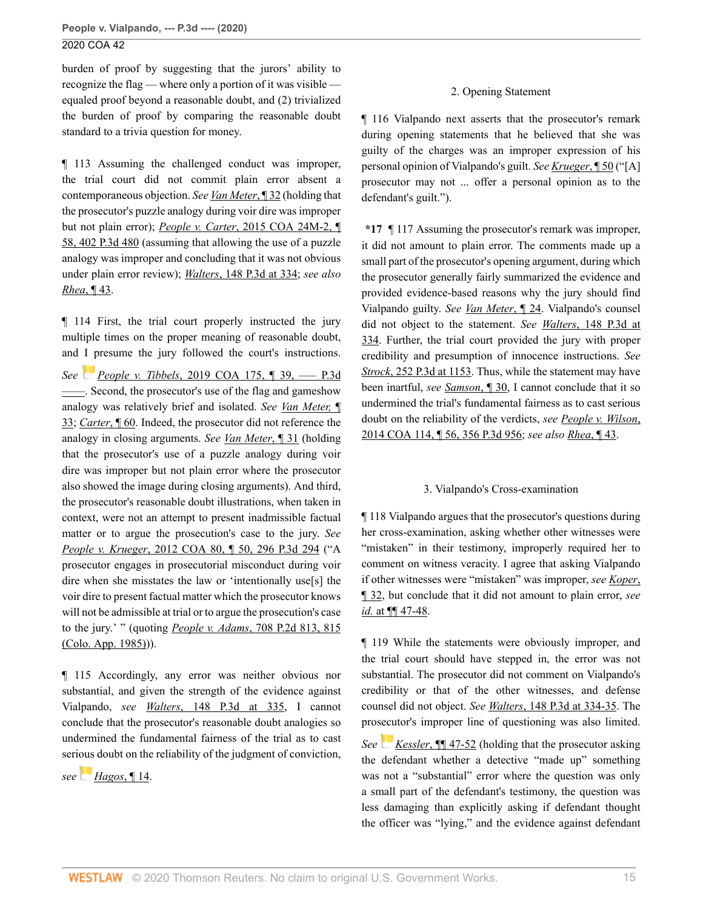burden of proof by suggesting that the jurors' ability to recognize the flag — where only a portion of it was visible — equaled proof beyond a reasonable doubt, and (2) trivialized the burden of proof by comparing the reasonable doubt standard to a trivia question for money.

¶ 113 Assuming the challenged conduct was improper, the trial court did not commit plain error absent a contemporaneous objection. *See Van Meter*, ¶ 32 (holding that the prosecutor's puzzle analogy during voir dire was improper but not plain error); *People v. Carter*, 2015 COA 24M-2, ¶ 58, 402 P.3d 480 (assuming that allowing the use of a puzzle analogy was improper and concluding that it was not obvious under plain error review); *Walters*, 148 P.3d at 334; *see also Rhea*, ¶ 43.

¶ 114 First, the trial court properly instructed the jury multiple times on the proper meaning of reasonable doubt, and I presume the jury followed the court's instructions. *See People v. Tibbels*, 2019 COA 175, ¶ 39, ––– P.3d ––––. Second, the prosecutor's use of the flag and gameshow analogy was relatively brief and isolated. *See Van Meter*, ¶ 33; *Carter*, ¶ 60. Indeed, the prosecutor did not reference the analogy in closing arguments. *See Van Meter*, ¶ 31 (holding that the prosecutor's use of a puzzle analogy during voir dire was improper but not plain error where the prosecutor also showed the image during closing arguments). And third, the prosecutor's reasonable doubt illustrations, when taken in context, were not an attempt to present inadmissible factual matter or to argue the prosecution's case to the jury. *See People v. Krueger*, 2012 COA 80, ¶ 50, 296 P.3d 294 ("A prosecutor engages in prosecutorial misconduct during voir dire when she misstates the law or 'intentionally use[s] the voir dire to present factual matter which the prosecutor knows will not be admissible at trial or to argue the prosecution's case to the jury.' " (quoting *People v. Adams*, 708 P.2d 813, 815 (Colo. App. 1985))).

¶ 115 Accordingly, any error was neither obvious nor substantial, and given the strength of the evidence against Vialpando, *see Walters*, 148 P.3d at 335, I cannot conclude that the prosecutor's reasonable doubt analogies so undermined the fundamental fairness of the trial as to cast serious doubt on the reliability of the judgment of conviction, *see Hagos*, ¶ 14.

### 2. Opening Statement

¶ 116 Vialpando next asserts that the prosecutor's remark during opening statements that he believed that she was guilty of the charges was an improper expression of his personal opinion of Vialpando's guilt. *See Krueger*, ¶ 50 ("[A] prosecutor may not ... offer a personal opinion as to the defendant's guilt.").

**\*17** ¶ 117 Assuming the prosecutor's remark was improper, it did not amount to plain error. The comments made up a small part of the prosecutor's opening argument, during which the prosecutor generally fairly summarized the evidence and provided evidence-based reasons why the jury should find Vialpando guilty. *See Van Meter*, ¶ 24. Vialpando's counsel did not object to the statement. *See Walters*, 148 P.3d at 334. Further, the trial court provided the jury with proper credibility and presumption of innocence instructions. *See Strock*, 252 P.3d at 1153. Thus, while the statement may have been inartful, *see Samson*, ¶ 30, I cannot conclude that it so undermined the trial's fundamental fairness as to cast serious doubt on the reliability of the verdicts, *see People v. Wilson*, 2014 COA 114, ¶ 56, 356 P.3d 956; *see also Rhea*, ¶ 43.

### 3. Vialpando's Cross-examination

¶ 118 Vialpando argues that the prosecutor's questions during her cross-examination, asking whether other witnesses were "mistaken" in their testimony, improperly required her to comment on witness veracity. I agree that asking Vialpando if other witnesses were "mistaken" was improper, *see Koper*, ¶ 32, but conclude that it did not amount to plain error, *see id.* at ¶¶ 47-48.

¶ 119 While the statements were obviously improper, and the trial court should have stepped in, the error was not substantial. The prosecutor did not comment on Vialpando's credibility or that of the other witnesses, and defense counsel did not object. *See Walters*, 148 P.3d at 334-35. The prosecutor's improper line of questioning was also limited. *See Kessler*, ¶¶ 47-52 (holding that the prosecutor asking the defendant whether a detective "made up" something was not a "substantial" error where the question was only a small part of the defendant's testimony, the question was less damaging than explicitly asking if defendant thought the officer was "lying," and the evidence against defendant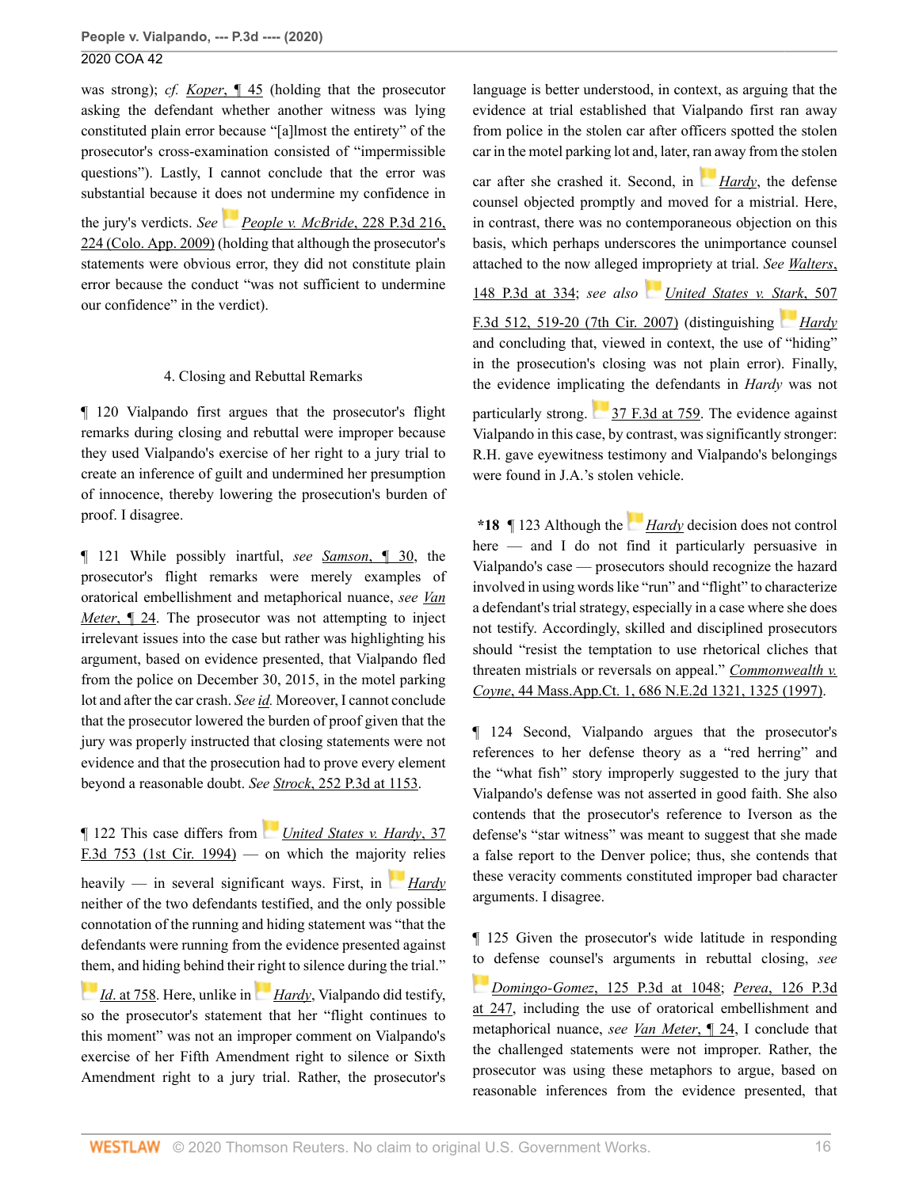was strong); *cf.* Koper, ¶ 45 (holding that the prosecutor asking the defendant whether another witness was lying constituted plain error because "[a]lmost the entirety" of the prosecutor's cross-examination consisted of "impermissible questions"). Lastly, I cannot conclude that the error was substantial because it does not undermine my confidence in the jury's verdicts. *See* *People v. McBride*, 228 P.3d 216, 224 (Colo. App. 2009) (holding that although the prosecutor's statements were obvious error, they did not constitute plain error because the conduct "was not sufficient to undermine our confidence" in the verdict).

4. Closing and Rebuttal Remarks

¶ 120 Vialpando first argues that the prosecutor's flight remarks during closing and rebuttal were improper because they used Vialpando's exercise of her right to a jury trial to create an inference of guilt and undermined her presumption of innocence, thereby lowering the prosecution's burden of proof. I disagree.

¶ 121 While possibly inartful, *see* Samson, ¶ 30, the prosecutor's flight remarks were merely examples of oratorical embellishment and metaphorical nuance, *see* Van Meter, ¶ 24. The prosecutor was not attempting to inject irrelevant issues into the case but rather was highlighting his argument, based on evidence presented, that Vialpando fled from the police on December 30, 2015, in the motel parking lot and after the car crash. *See id.* Moreover, I cannot conclude that the prosecutor lowered the burden of proof given that the jury was properly instructed that closing statements were not evidence and that the prosecution had to prove every element beyond a reasonable doubt. *See* Strock, 252 P.3d at 1153.

¶ 122 This case differs from *United States v. Hardy*, 37 F.3d 753 (1st Cir. 1994) — on which the majority relies heavily — in several significant ways. First, in *Hardy* neither of the two defendants testified, and the only possible connotation of the running and hiding statement was "that the defendants were running from the evidence presented against them, and hiding behind their right to silence during the trial." *Id.* at 758. Here, unlike in *Hardy*, Vialpando did testify, so the prosecutor's statement that her "flight continues to this moment" was not an improper comment on Vialpando's exercise of her Fifth Amendment right to silence or Sixth Amendment right to a jury trial. Rather, the prosecutor's language is better understood, in context, as arguing that the evidence at trial established that Vialpando first ran away from police in the stolen car after officers spotted the stolen car in the motel parking lot and, later, ran away from the stolen car after she crashed it. Second, in *Hardy*, the defense counsel objected promptly and moved for a mistrial. Here, in contrast, there was no contemporaneous objection on this basis, which perhaps underscores the unimportance counsel attached to the now alleged impropriety at trial. *See* Walters, 148 P.3d at 334; *see also* *United States v. Stark*, 507 F.3d 512, 519-20 (7th Cir. 2007) (distinguishing *Hardy* and concluding that, viewed in context, the use of "hiding" in the prosecution's closing was not plain error). Finally, the evidence implicating the defendants in *Hardy* was not particularly strong. 37 F.3d at 759. The evidence against Vialpando in this case, by contrast, was significantly stronger: R.H. gave eyewitness testimony and Vialpando's belongings were found in J.A.'s stolen vehicle.

**\*18** ¶ 123 Although the *Hardy* decision does not control here — and I do not find it particularly persuasive in Vialpando's case — prosecutors should recognize the hazard involved in using words like "run" and "flight" to characterize a defendant's trial strategy, especially in a case where she does not testify. Accordingly, skilled and disciplined prosecutors should "resist the temptation to use rhetorical cliches that threaten mistrials or reversals on appeal." *Commonwealth v. Coyne*, 44 Mass.App.Ct. 1, 686 N.E.2d 1321, 1325 (1997).

¶ 124 Second, Vialpando argues that the prosecutor's references to her defense theory as a "red herring" and the "what fish" story improperly suggested to the jury that Vialpando's defense was not asserted in good faith. She also contends that the prosecutor's reference to Iverson as the defense's "star witness" was meant to suggest that she made a false report to the Denver police; thus, she contends that these veracity comments constituted improper bad character arguments. I disagree.

¶ 125 Given the prosecutor's wide latitude in responding to defense counsel's arguments in rebuttal closing, *see* Domingo-Gomez, 125 P.3d at 1048; Perea, 126 P.3d at 247, including the use of oratorical embellishment and metaphorical nuance, *see* Van Meter, ¶ 24, I conclude that the challenged statements were not improper. Rather, the prosecutor was using these metaphors to argue, based on reasonable inferences from the evidence presented, that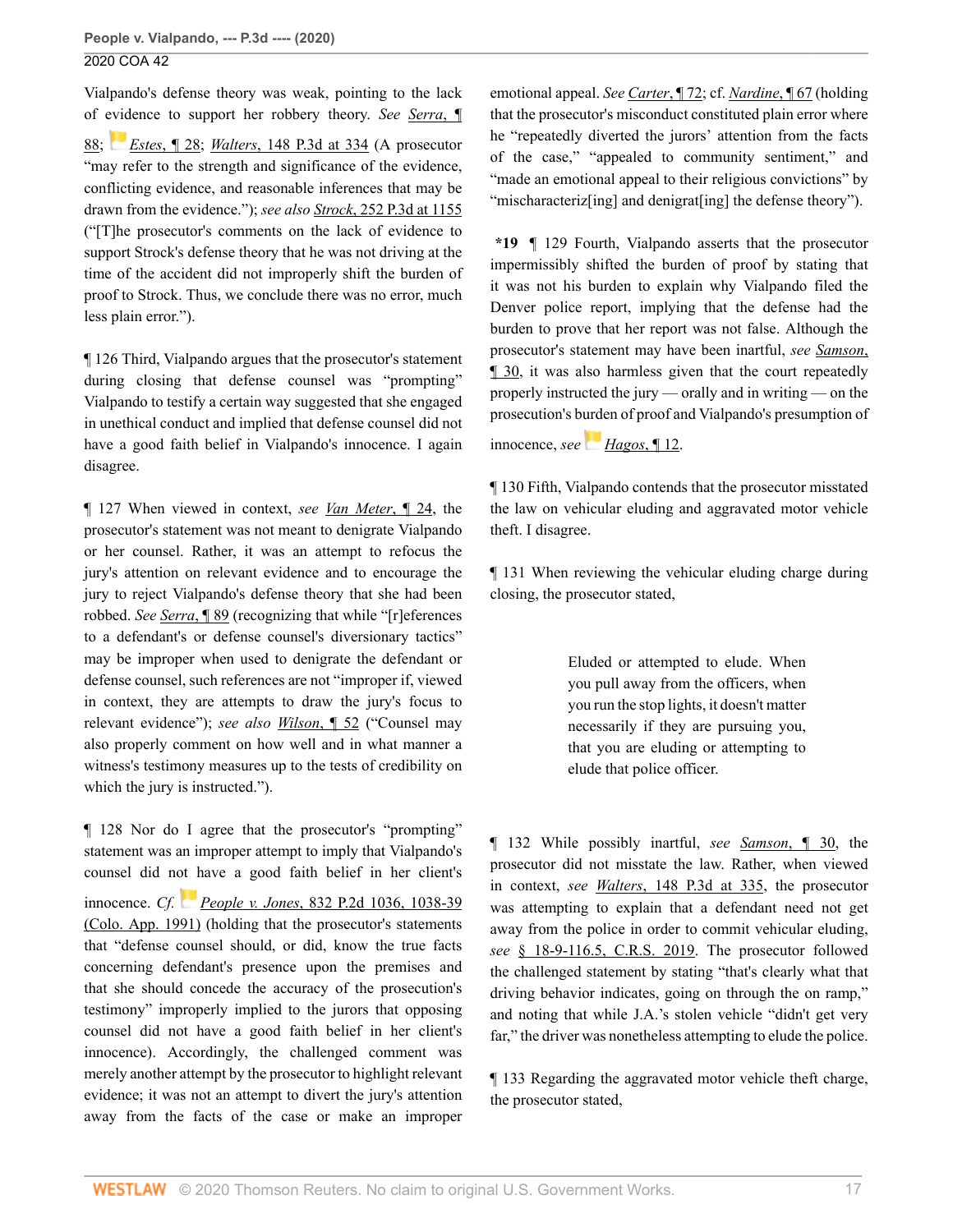Vialpando's defense theory was weak, pointing to the lack of evidence to support her robbery theory. *See Serra*, ¶ 88; *Estes*, ¶ 28; *Walters*, 148 P.3d at 334 (A prosecutor "may refer to the strength and significance of the evidence, conflicting evidence, and reasonable inferences that may be drawn from the evidence."); *see also Strock*, 252 P.3d at 1155 ("[T]he prosecutor's comments on the lack of evidence to support Strock's defense theory that he was not driving at the time of the accident did not improperly shift the burden of proof to Strock. Thus, we conclude there was no error, much less plain error.").

¶ 126 Third, Vialpando argues that the prosecutor's statement during closing that defense counsel was "prompting" Vialpando to testify a certain way suggested that she engaged in unethical conduct and implied that defense counsel did not have a good faith belief in Vialpando's innocence. I again disagree.

¶ 127 When viewed in context, *see Van Meter*, ¶ 24, the prosecutor's statement was not meant to denigrate Vialpando or her counsel. Rather, it was an attempt to refocus the jury's attention on relevant evidence and to encourage the jury to reject Vialpando's defense theory that she had been robbed. *See Serra*, ¶ 89 (recognizing that while "[r]eferences to a defendant's or defense counsel's diversionary tactics" may be improper when used to denigrate the defendant or defense counsel, such references are not "improper if, viewed in context, they are attempts to draw the jury's focus to relevant evidence"); *see also Wilson*, ¶ 52 ("Counsel may also properly comment on how well and in what manner a witness's testimony measures up to the tests of credibility on which the jury is instructed.").

¶ 128 Nor do I agree that the prosecutor's "prompting" statement was an improper attempt to imply that Vialpando's counsel did not have a good faith belief in her client's innocence. *Cf. People v. Jones*, 832 P.2d 1036, 1038-39 (Colo. App. 1991) (holding that the prosecutor's statements that "defense counsel should, or did, know the true facts concerning defendant's presence upon the premises and that she should concede the accuracy of the prosecution's testimony" improperly implied to the jurors that opposing counsel did not have a good faith belief in her client's innocence). Accordingly, the challenged comment was merely another attempt by the prosecutor to highlight relevant evidence; it was not an attempt to divert the jury's attention away from the facts of the case or make an improper emotional appeal. *See Carter*, ¶ 72; cf. *Nardine*, ¶ 67 (holding that the prosecutor's misconduct constituted plain error where he "repeatedly diverted the jurors' attention from the facts of the case," "appealed to community sentiment," and "made an emotional appeal to their religious convictions" by "mischaracteriz[ing] and denigrat[ing] the defense theory").

**\*19** ¶ 129 Fourth, Vialpando asserts that the prosecutor impermissibly shifted the burden of proof by stating that it was not his burden to explain why Vialpando filed the Denver police report, implying that the defense had the burden to prove that her report was not false. Although the prosecutor's statement may have been inartful, *see Samson*, ¶ 30, it was also harmless given that the court repeatedly properly instructed the jury — orally and in writing — on the prosecution's burden of proof and Vialpando's presumption of innocence, *see Hagos*, ¶ 12.

¶ 130 Fifth, Vialpando contends that the prosecutor misstated the law on vehicular eluding and aggravated motor vehicle theft. I disagree.

¶ 131 When reviewing the vehicular eluding charge during closing, the prosecutor stated,

> Eluded or attempted to elude. When you pull away from the officers, when you run the stop lights, it doesn't matter necessarily if they are pursuing you, that you are eluding or attempting to elude that police officer.

¶ 132 While possibly inartful, *see Samson*, ¶ 30, the prosecutor did not misstate the law. Rather, when viewed in context, *see Walters*, 148 P.3d at 335, the prosecutor was attempting to explain that a defendant need not get away from the police in order to commit vehicular eluding, *see* § 18-9-116.5, C.R.S. 2019. The prosecutor followed the challenged statement by stating "that's clearly what that driving behavior indicates, going on through the on ramp," and noting that while J.A.'s stolen vehicle "didn't get very far," the driver was nonetheless attempting to elude the police.

¶ 133 Regarding the aggravated motor vehicle theft charge, the prosecutor stated,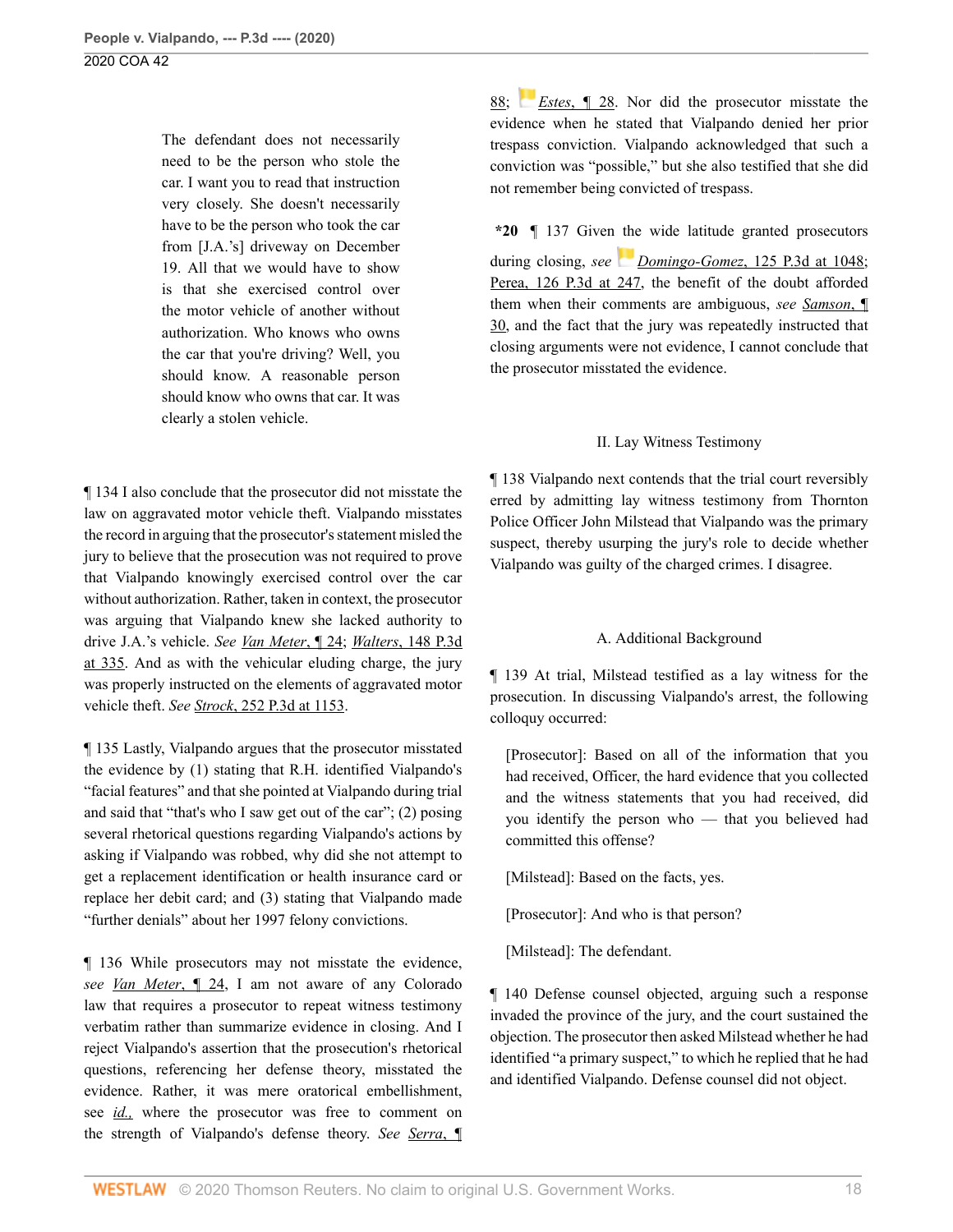> The defendant does not necessarily need to be the person who stole the car. I want you to read that instruction very closely. She doesn't necessarily have to be the person who took the car from [J.A.'s] driveway on December 19. All that we would have to show is that she exercised control over the motor vehicle of another without authorization. Who knows who owns the car that you're driving? Well, you should know. A reasonable person should know who owns that car. It was clearly a stolen vehicle.

¶ 134 I also conclude that the prosecutor did not misstate the law on aggravated motor vehicle theft. Vialpando misstates the record in arguing that the prosecutor's statement misled the jury to believe that the prosecution was not required to prove that Vialpando knowingly exercised control over the car without authorization. Rather, taken in context, the prosecutor was arguing that Vialpando knew she lacked authority to drive J.A.'s vehicle. *See* Van Meter, ¶ 24; Walters, 148 P.3d at 335. And as with the vehicular eluding charge, the jury was properly instructed on the elements of aggravated motor vehicle theft. *See* Strock, 252 P.3d at 1153.

¶ 135 Lastly, Vialpando argues that the prosecutor misstated the evidence by (1) stating that R.H. identified Vialpando's "facial features" and that she pointed at Vialpando during trial and said that "that's who I saw get out of the car"; (2) posing several rhetorical questions regarding Vialpando's actions by asking if Vialpando was robbed, why did she not attempt to get a replacement identification or health insurance card or replace her debit card; and (3) stating that Vialpando made "further denials" about her 1997 felony convictions.

¶ 136 While prosecutors may not misstate the evidence, *see* Van Meter, ¶ 24, I am not aware of any Colorado law that requires a prosecutor to repeat witness testimony verbatim rather than summarize evidence in closing. And I reject Vialpando's assertion that the prosecution's rhetorical questions, referencing her defense theory, misstated the evidence. Rather, it was mere oratorical embellishment, see *id.,* where the prosecutor was free to comment on the strength of Vialpando's defense theory. *See* Serra, ¶ 88; Estes, ¶ 28. Nor did the prosecutor misstate the evidence when he stated that Vialpando denied her prior trespass conviction. Vialpando acknowledged that such a conviction was "possible," but she also testified that she did not remember being convicted of trespass.

**\*20** ¶ 137 Given the wide latitude granted prosecutors during closing, *see* Domingo-Gomez, 125 P.3d at 1048; Perea, 126 P.3d at 247, the benefit of the doubt afforded them when their comments are ambiguous, *see* Samson, ¶ 30, and the fact that the jury was repeatedly instructed that closing arguments were not evidence, I cannot conclude that the prosecutor misstated the evidence.

## II. Lay Witness Testimony

¶ 138 Vialpando next contends that the trial court reversibly erred by admitting lay witness testimony from Thornton Police Officer John Milstead that Vialpando was the primary suspect, thereby usurping the jury's role to decide whether Vialpando was guilty of the charged crimes. I disagree.

### A. Additional Background

¶ 139 At trial, Milstead testified as a lay witness for the prosecution. In discussing Vialpando's arrest, the following colloquy occurred:

> [Prosecutor]: Based on all of the information that you had received, Officer, the hard evidence that you collected and the witness statements that you had received, did you identify the person who — that you believed had committed this offense?
>
> [Milstead]: Based on the facts, yes.
>
> [Prosecutor]: And who is that person?
>
> [Milstead]: The defendant.

¶ 140 Defense counsel objected, arguing such a response invaded the province of the jury, and the court sustained the objection. The prosecutor then asked Milstead whether he had identified "a primary suspect," to which he replied that he had and identified Vialpando. Defense counsel did not object.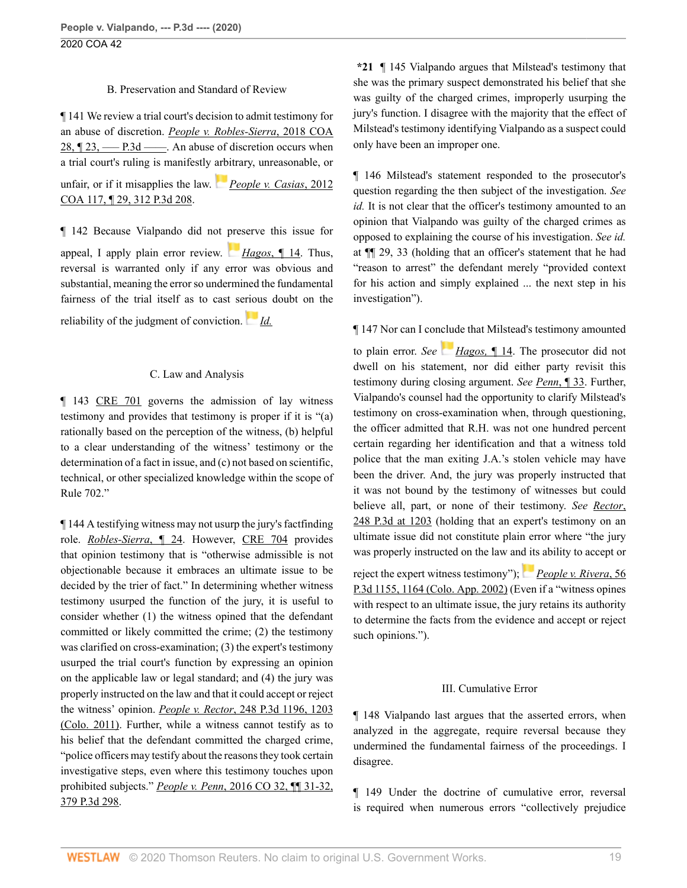B. Preservation and Standard of Review

¶ 141 We review a trial court's decision to admit testimony for an abuse of discretion. *People v. Robles-Sierra*, 2018 COA 28, ¶ 23, ––– P.3d ––––. An abuse of discretion occurs when a trial court's ruling is manifestly arbitrary, unreasonable, or unfair, or if it misapplies the law. *People v. Casias*, 2012 COA 117, ¶ 29, 312 P.3d 208.

¶ 142 Because Vialpando did not preserve this issue for appeal, I apply plain error review. *Hagos*, ¶ 14. Thus, reversal is warranted only if any error was obvious and substantial, meaning the error so undermined the fundamental fairness of the trial itself as to cast serious doubt on the reliability of the judgment of conviction. *Id.*

C. Law and Analysis

¶ 143 CRE 701 governs the admission of lay witness testimony and provides that testimony is proper if it is "(a) rationally based on the perception of the witness, (b) helpful to a clear understanding of the witness' testimony or the determination of a fact in issue, and (c) not based on scientific, technical, or other specialized knowledge within the scope of Rule 702."

¶ 144 A testifying witness may not usurp the jury's factfinding role. *Robles-Sierra*, ¶ 24. However, CRE 704 provides that opinion testimony that is "otherwise admissible is not objectionable because it embraces an ultimate issue to be decided by the trier of fact." In determining whether witness testimony usurped the function of the jury, it is useful to consider whether (1) the witness opined that the defendant committed or likely committed the crime; (2) the testimony was clarified on cross-examination; (3) the expert's testimony usurped the trial court's function by expressing an opinion on the applicable law or legal standard; and (4) the jury was properly instructed on the law and that it could accept or reject the witness' opinion. *People v. Rector*, 248 P.3d 1196, 1203 (Colo. 2011). Further, while a witness cannot testify as to his belief that the defendant committed the charged crime, "police officers may testify about the reasons they took certain investigative steps, even where this testimony touches upon prohibited subjects." *People v. Penn*, 2016 CO 32, ¶¶ 31-32, 379 P.3d 298.

**\*21** ¶ 145 Vialpando argues that Milstead's testimony that she was the primary suspect demonstrated his belief that she was guilty of the charged crimes, improperly usurping the jury's function. I disagree with the majority that the effect of Milstead's testimony identifying Vialpando as a suspect could only have been an improper one.

¶ 146 Milstead's statement responded to the prosecutor's question regarding the then subject of the investigation. *See id.* It is not clear that the officer's testimony amounted to an opinion that Vialpando was guilty of the charged crimes as opposed to explaining the course of his investigation. *See id.* at ¶¶ 29, 33 (holding that an officer's statement that he had "reason to arrest" the defendant merely "provided context for his action and simply explained ... the next step in his investigation").

¶ 147 Nor can I conclude that Milstead's testimony amounted to plain error. *See Hagos*, ¶ 14. The prosecutor did not dwell on his statement, nor did either party revisit this testimony during closing argument. *See Penn*, ¶ 33. Further, Vialpando's counsel had the opportunity to clarify Milstead's testimony on cross-examination when, through questioning, the officer admitted that R.H. was not one hundred percent certain regarding her identification and that a witness told police that the man exiting J.A.'s stolen vehicle may have been the driver. And, the jury was properly instructed that it was not bound by the testimony of witnesses but could believe all, part, or none of their testimony. *See Rector*, 248 P.3d at 1203 (holding that an expert's testimony on an ultimate issue did not constitute plain error where "the jury was properly instructed on the law and its ability to accept or reject the expert witness testimony"); *People v. Rivera*, 56 P.3d 1155, 1164 (Colo. App. 2002) (Even if a "witness opines with respect to an ultimate issue, the jury retains its authority to determine the facts from the evidence and accept or reject such opinions.").

III. Cumulative Error

¶ 148 Vialpando last argues that the asserted errors, when analyzed in the aggregate, require reversal because they undermined the fundamental fairness of the proceedings. I disagree.

¶ 149 Under the doctrine of cumulative error, reversal is required when numerous errors "collectively prejudice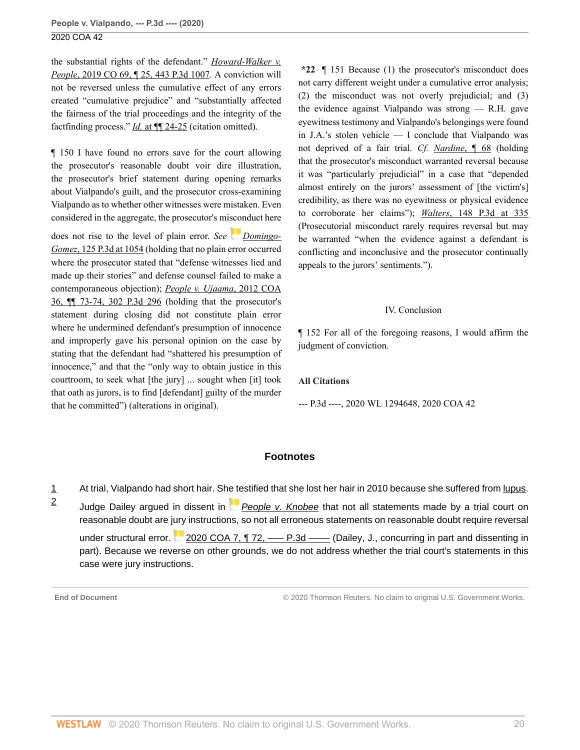the substantial rights of the defendant." *Howard-Walker v. People*, 2019 CO 69, ¶ 25, 443 P.3d 1007. A conviction will not be reversed unless the cumulative effect of any errors created "cumulative prejudice" and "substantially affected the fairness of the trial proceedings and the integrity of the factfinding process." *Id.* at ¶¶ 24-25 (citation omitted).

¶ 150 I have found no errors save for the court allowing the prosecutor's reasonable doubt voir dire illustration, the prosecutor's brief statement during opening remarks about Vialpando's guilt, and the prosecutor cross-examining Vialpando as to whether other witnesses were mistaken. Even considered in the aggregate, the prosecutor's misconduct here does not rise to the level of plain error. *See* *Domingo-Gomez*, 125 P.3d at 1054 (holding that no plain error occurred where the prosecutor stated that "defense witnesses lied and made up their stories" and defense counsel failed to make a contemporaneous objection); *People v. Ujaama*, 2012 COA 36, ¶¶ 73-74, 302 P.3d 296 (holding that the prosecutor's statement during closing did not constitute plain error where he undermined defendant's presumption of innocence and improperly gave his personal opinion on the case by stating that the defendant had "shattered his presumption of innocence," and that the "only way to obtain justice in this courtroom, to seek what [the jury] ... sought when [it] took that oath as jurors, is to find [defendant] guilty of the murder that he committed") (alterations in original).

**\*22** ¶ 151 Because (1) the prosecutor's misconduct does not carry different weight under a cumulative error analysis; (2) the misconduct was not overly prejudicial; and (3) the evidence against Vialpando was strong — R.H. gave eyewitness testimony and Vialpando's belongings were found in J.A.'s stolen vehicle — I conclude that Vialpando was not deprived of a fair trial. *Cf.* *Nardine*, ¶ 68 (holding that the prosecutor's misconduct warranted reversal because it was "particularly prejudicial" in a case that "depended almost entirely on the jurors' assessment of [the victim's] credibility, as there was no eyewitness or physical evidence to corroborate her claims"); *Walters*, 148 P.3d at 335 (Prosecutorial misconduct rarely requires reversal but may be warranted "when the evidence against a defendant is conflicting and inconclusive and the prosecutor continually appeals to the jurors' sentiments.").

## IV. Conclusion

¶ 152 For all of the foregoing reasons, I would affirm the judgment of conviction.

**All Citations**

--- P.3d ----, 2020 WL 1294648, 2020 COA 42

## Footnotes

1. At trial, Vialpando had short hair. She testified that she lost her hair in 2010 because she suffered from lupus.
2. Judge Dailey argued in dissent in *People v. Knobee* that not all statements made by a trial court on reasonable doubt are jury instructions, so not all erroneous statements on reasonable doubt require reversal under structural error. 2020 COA 7, ¶ 72, ––– P.3d –––– (Dailey, J., concurring in part and dissenting in part). Because we reverse on other grounds, we do not address whether the trial court's statements in this case were jury instructions.

End of Document © 2020 Thomson Reuters. No claim to original U.S. Government Works.